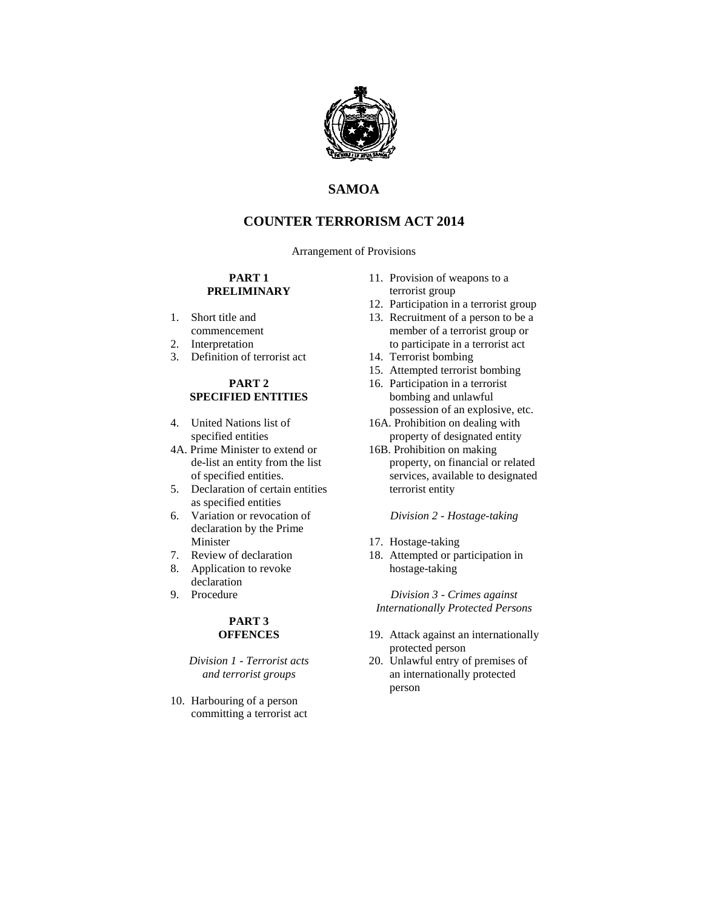# SAMOA

## COUNTER TERRORISM ACT 2014

Arrangement of Provisions

### PART 1
### PRELIMINARY

1. Short title and commencement
2. Interpretation
3. Definition of terrorist act

### PART 2
### SPECIFIED ENTITIES

4. United Nations list of specified entities
4A. Prime Minister to extend or de-list an entity from the list of specified entities.
5. Declaration of certain entities as specified entities
6. Variation or revocation of declaration by the Prime Minister
7. Review of declaration
8. Application to revoke declaration
9. Procedure

### PART 3
### OFFENCES

*Division 1 - Terrorist acts and terrorist groups*

10. Harbouring of a person committing a terrorist act
11. Provision of weapons to a terrorist group
12. Participation in a terrorist group
13. Recruitment of a person to be a member of a terrorist group or to participate in a terrorist act
14. Terrorist bombing
15. Attempted terrorist bombing
16. Participation in a terrorist bombing and unlawful possession of an explosive, etc.
16A. Prohibition on dealing with property of designated entity
16B. Prohibition on making property, on financial or related services, available to designated terrorist entity

*Division 2 - Hostage-taking*

17. Hostage-taking
18. Attempted or participation in hostage-taking

*Division 3 - Crimes against Internationally Protected Persons*

19. Attack against an internationally protected person
20. Unlawful entry of premises of an internationally protected person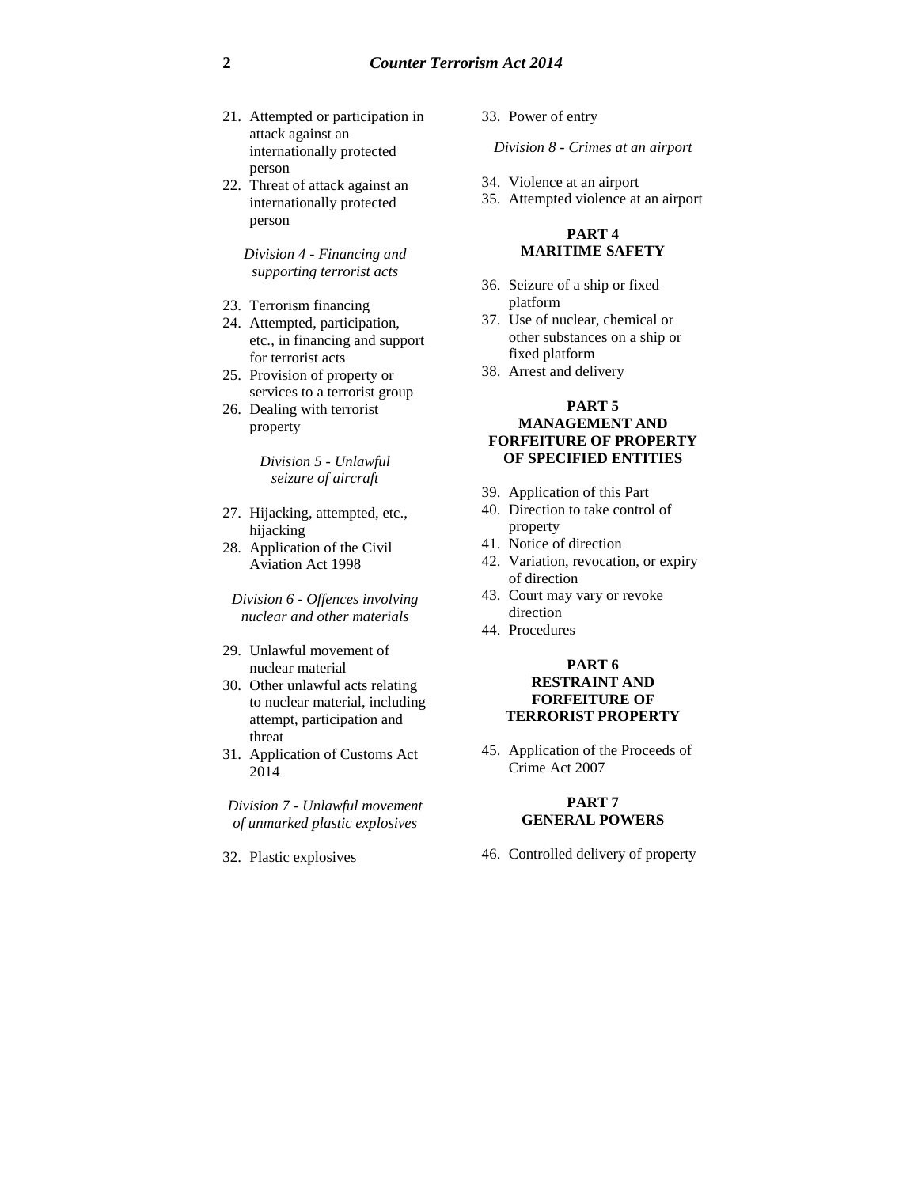21. Attempted or participation in attack against an internationally protected person
22. Threat of attack against an internationally protected person

*Division 4 - Financing and supporting terrorist acts*

23. Terrorism financing
24. Attempted, participation, etc., in financing and support for terrorist acts
25. Provision of property or services to a terrorist group
26. Dealing with terrorist property

*Division 5 - Unlawful seizure of aircraft*

27. Hijacking, attempted, etc., hijacking
28. Application of the Civil Aviation Act 1998

*Division 6 - Offences involving nuclear and other materials*

29. Unlawful movement of nuclear material
30. Other unlawful acts relating to nuclear material, including attempt, participation and threat
31. Application of Customs Act 2014

*Division 7 - Unlawful movement of unmarked plastic explosives*

32. Plastic explosives
33. Power of entry

*Division 8 - Crimes at an airport*

34. Violence at an airport
35. Attempted violence at an airport

## PART 4
## MARITIME SAFETY

36. Seizure of a ship or fixed platform
37. Use of nuclear, chemical or other substances on a ship or fixed platform
38. Arrest and delivery

## PART 5
## MANAGEMENT AND FORFEITURE OF PROPERTY OF SPECIFIED ENTITIES

39. Application of this Part
40. Direction to take control of property
41. Notice of direction
42. Variation, revocation, or expiry of direction
43. Court may vary or revoke direction
44. Procedures

## PART 6
## RESTRAINT AND FORFEITURE OF TERRORIST PROPERTY

45. Application of the Proceeds of Crime Act 2007

## PART 7
## GENERAL POWERS

46. Controlled delivery of property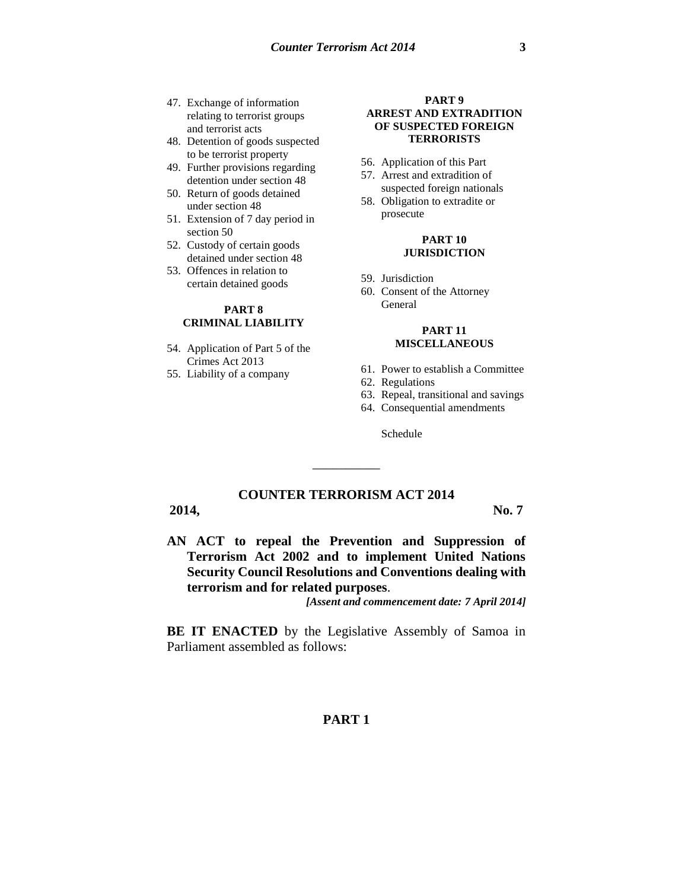47. Exchange of information relating to terrorist groups and terrorist acts
48. Detention of goods suspected to be terrorist property
49. Further provisions regarding detention under section 48
50. Return of goods detained under section 48
51. Extension of 7 day period in section 50
52. Custody of certain goods detained under section 48
53. Offences in relation to certain detained goods

**PART 8**
**CRIMINAL LIABILITY**

54. Application of Part 5 of the Crimes Act 2013
55. Liability of a company

**PART 9**
**ARREST AND EXTRADITION OF SUSPECTED FOREIGN TERRORISTS**

56. Application of this Part
57. Arrest and extradition of suspected foreign nationals
58. Obligation to extradite or prosecute

**PART 10**
**JURISDICTION**

59. Jurisdiction
60. Consent of the Attorney General

**PART 11**
**MISCELLANEOUS**

61. Power to establish a Committee
62. Regulations
63. Repeal, transitional and savings
64. Consequential amendments

Schedule

---

# COUNTER TERRORISM ACT 2014

**2014,** **No. 7**

**AN ACT to repeal the Prevention and Suppression of Terrorism Act 2002 and to implement United Nations Security Council Resolutions and Conventions dealing with terrorism and for related purposes**.

***[Assent and commencement date: 7 April 2014]***

**BE IT ENACTED** by the Legislative Assembly of Samoa in Parliament assembled as follows:

## PART 1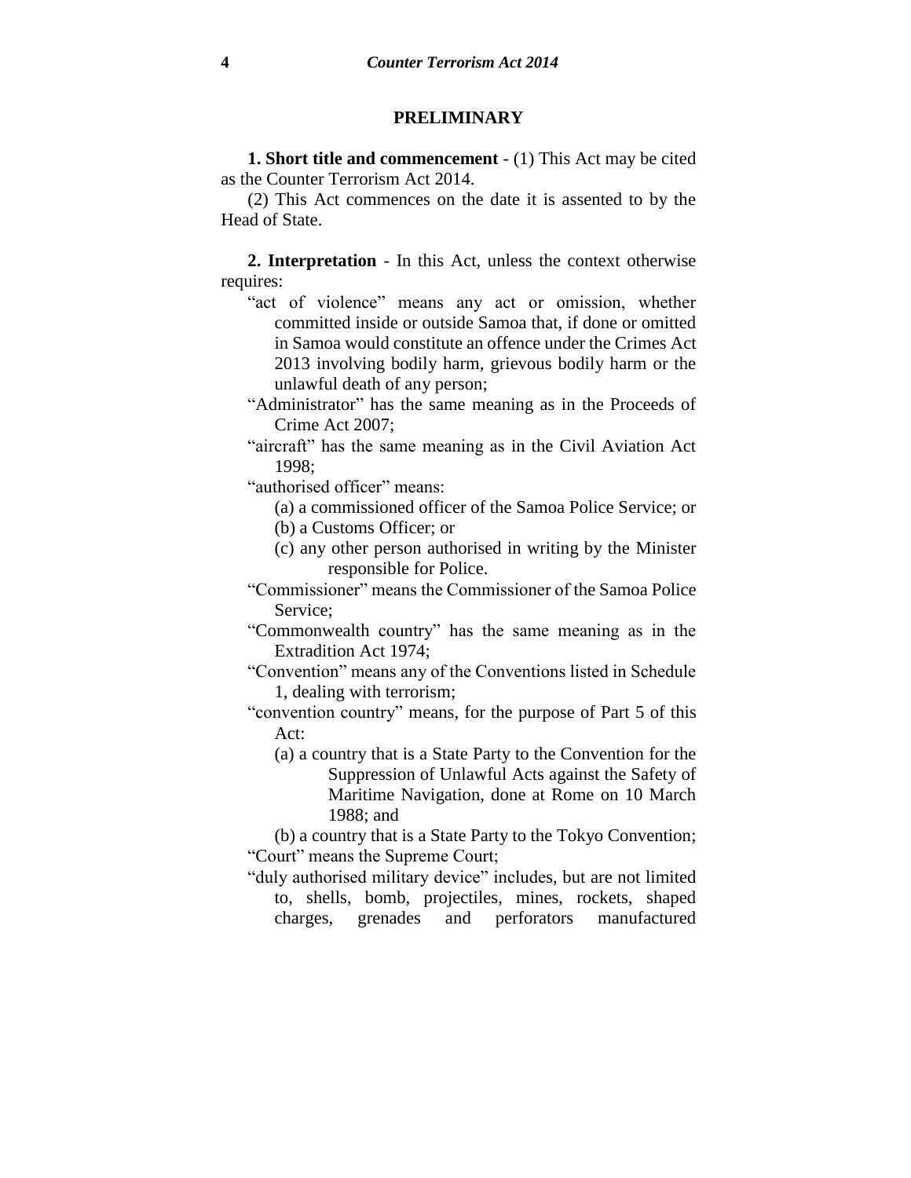## PRELIMINARY

**1. Short title and commencement** - (1) This Act may be cited as the Counter Terrorism Act 2014.

(2) This Act commences on the date it is assented to by the Head of State.

**2. Interpretation** - In this Act, unless the context otherwise requires:

"act of violence" means any act or omission, whether committed inside or outside Samoa that, if done or omitted in Samoa would constitute an offence under the Crimes Act 2013 involving bodily harm, grievous bodily harm or the unlawful death of any person;

"Administrator" has the same meaning as in the Proceeds of Crime Act 2007;

"aircraft" has the same meaning as in the Civil Aviation Act 1998;

"authorised officer" means:

(a) a commissioned officer of the Samoa Police Service; or

(b) a Customs Officer; or

(c) any other person authorised in writing by the Minister responsible for Police.

"Commissioner" means the Commissioner of the Samoa Police Service;

"Commonwealth country" has the same meaning as in the Extradition Act 1974;

"Convention" means any of the Conventions listed in Schedule 1, dealing with terrorism;

"convention country" means, for the purpose of Part 5 of this Act:

(a) a country that is a State Party to the Convention for the Suppression of Unlawful Acts against the Safety of Maritime Navigation, done at Rome on 10 March 1988; and

(b) a country that is a State Party to the Tokyo Convention;

"Court" means the Supreme Court;

"duly authorised military device" includes, but are not limited to, shells, bomb, projectiles, mines, rockets, shaped charges, grenades and perforators manufactured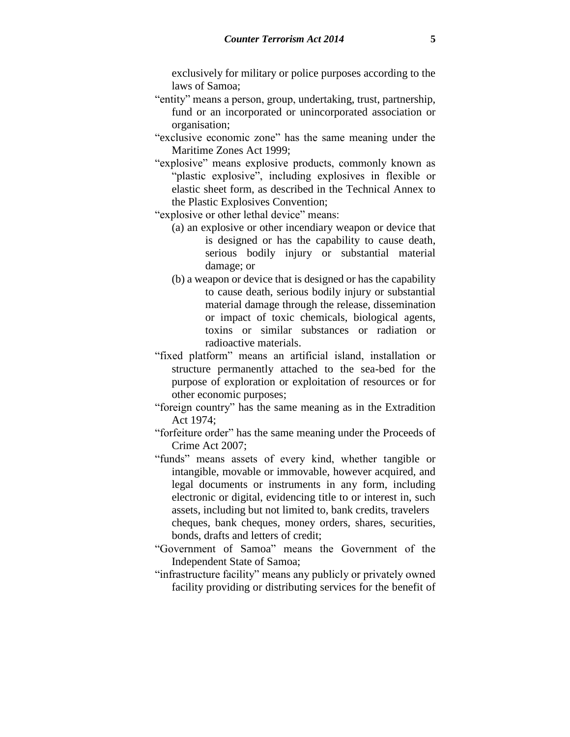exclusively for military or police purposes according to the laws of Samoa;

"entity" means a person, group, undertaking, trust, partnership, fund or an incorporated or unincorporated association or organisation;

"exclusive economic zone" has the same meaning under the Maritime Zones Act 1999;

"explosive" means explosive products, commonly known as "plastic explosive", including explosives in flexible or elastic sheet form, as described in the Technical Annex to the Plastic Explosives Convention;

"explosive or other lethal device" means:

- (a) an explosive or other incendiary weapon or device that is designed or has the capability to cause death, serious bodily injury or substantial material damage; or
- (b) a weapon or device that is designed or has the capability to cause death, serious bodily injury or substantial material damage through the release, dissemination or impact of toxic chemicals, biological agents, toxins or similar substances or radiation or radioactive materials.

"fixed platform" means an artificial island, installation or structure permanently attached to the sea-bed for the purpose of exploration or exploitation of resources or for other economic purposes;

"foreign country" has the same meaning as in the Extradition Act 1974;

"forfeiture order" has the same meaning under the Proceeds of Crime Act 2007;

"funds" means assets of every kind, whether tangible or intangible, movable or immovable, however acquired, and legal documents or instruments in any form, including electronic or digital, evidencing title to or interest in, such assets, including but not limited to, bank credits, travelers cheques, bank cheques, money orders, shares, securities, bonds, drafts and letters of credit;

"Government of Samoa" means the Government of the Independent State of Samoa;

"infrastructure facility" means any publicly or privately owned facility providing or distributing services for the benefit of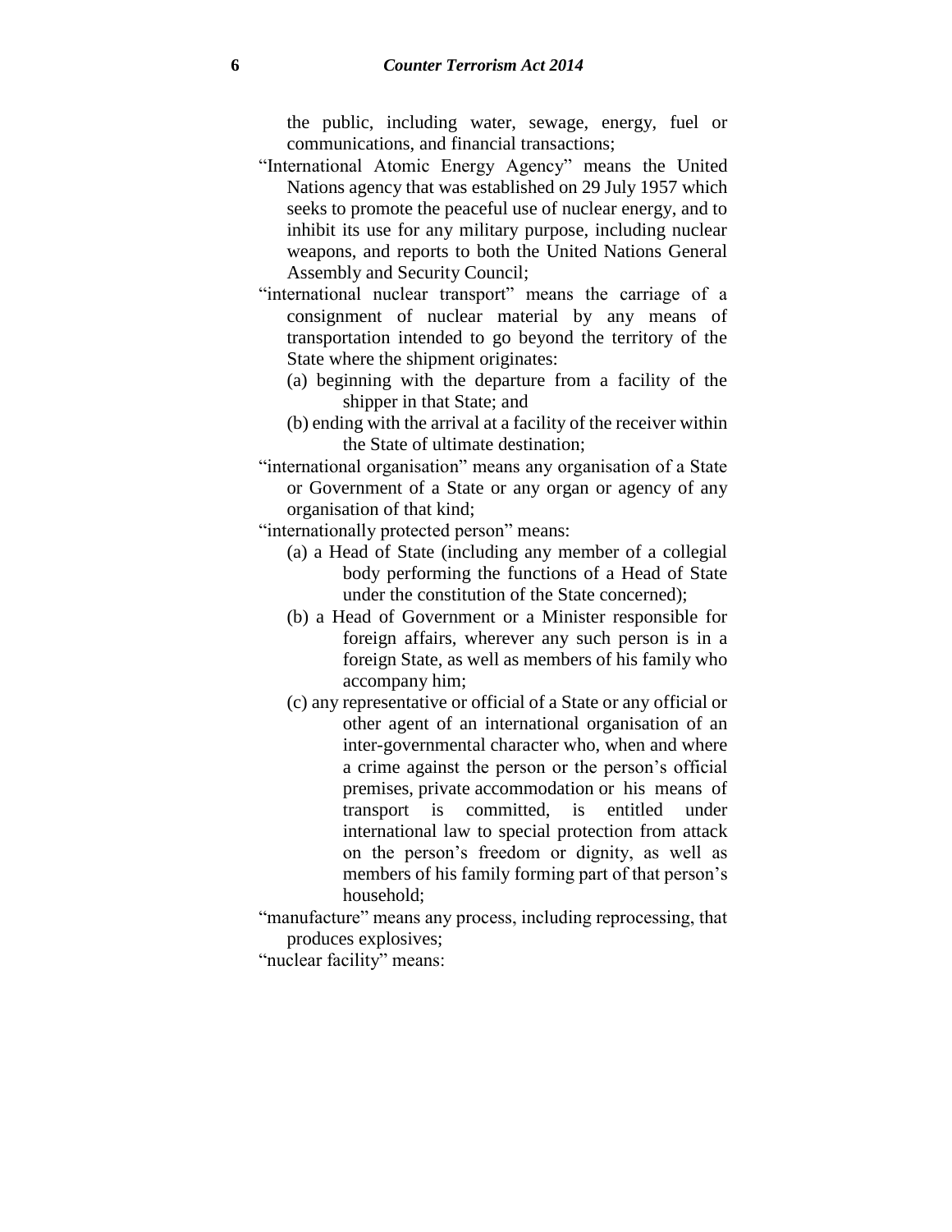the public, including water, sewage, energy, fuel or communications, and financial transactions;

"International Atomic Energy Agency" means the United Nations agency that was established on 29 July 1957 which seeks to promote the peaceful use of nuclear energy, and to inhibit its use for any military purpose, including nuclear weapons, and reports to both the United Nations General Assembly and Security Council;

"international nuclear transport" means the carriage of a consignment of nuclear material by any means of transportation intended to go beyond the territory of the State where the shipment originates:

- (a) beginning with the departure from a facility of the shipper in that State; and
- (b) ending with the arrival at a facility of the receiver within the State of ultimate destination;

"international organisation" means any organisation of a State or Government of a State or any organ or agency of any organisation of that kind;

"internationally protected person" means:

- (a) a Head of State (including any member of a collegial body performing the functions of a Head of State under the constitution of the State concerned);
- (b) a Head of Government or a Minister responsible for foreign affairs, wherever any such person is in a foreign State, as well as members of his family who accompany him;
- (c) any representative or official of a State or any official or other agent of an international organisation of an inter-governmental character who, when and where a crime against the person or the person's official premises, private accommodation or his means of transport is committed, is entitled under international law to special protection from attack on the person's freedom or dignity, as well as members of his family forming part of that person's household;

"manufacture" means any process, including reprocessing, that produces explosives;

"nuclear facility" means: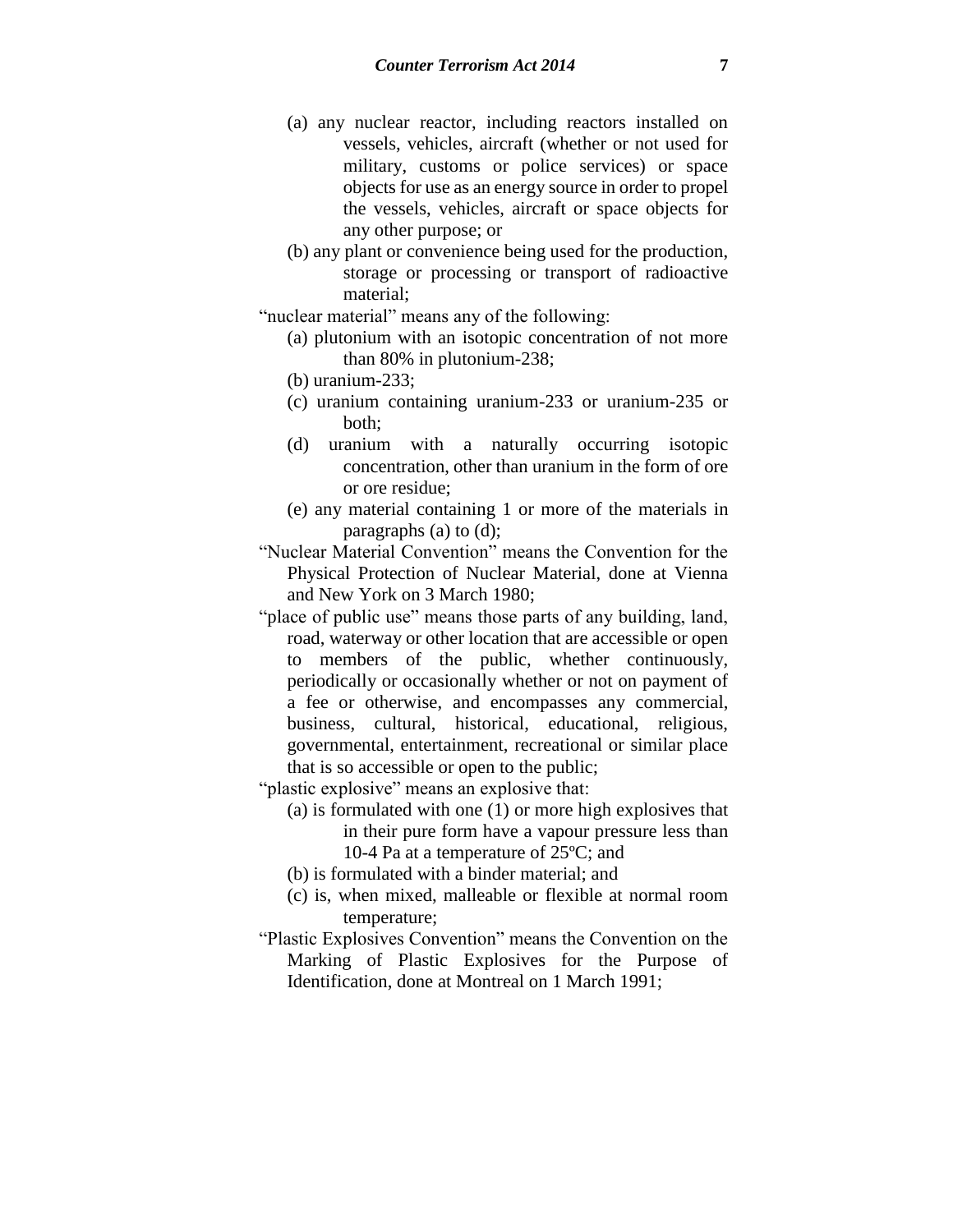(a) any nuclear reactor, including reactors installed on vessels, vehicles, aircraft (whether or not used for military, customs or police services) or space objects for use as an energy source in order to propel the vessels, vehicles, aircraft or space objects for any other purpose; or

(b) any plant or convenience being used for the production, storage or processing or transport of radioactive material;

"nuclear material" means any of the following:

(a) plutonium with an isotopic concentration of not more than 80% in plutonium-238;

(b) uranium-233;

(c) uranium containing uranium-233 or uranium-235 or both;

(d) uranium with a naturally occurring isotopic concentration, other than uranium in the form of ore or ore residue;

(e) any material containing 1 or more of the materials in paragraphs (a) to (d);

"Nuclear Material Convention" means the Convention for the Physical Protection of Nuclear Material, done at Vienna and New York on 3 March 1980;

"place of public use" means those parts of any building, land, road, waterway or other location that are accessible or open to members of the public, whether continuously, periodically or occasionally whether or not on payment of a fee or otherwise, and encompasses any commercial, business, cultural, historical, educational, religious, governmental, entertainment, recreational or similar place that is so accessible or open to the public;

"plastic explosive" means an explosive that:

(a) is formulated with one (1) or more high explosives that in their pure form have a vapour pressure less than 10-4 Pa at a temperature of 25ºC; and

(b) is formulated with a binder material; and

(c) is, when mixed, malleable or flexible at normal room temperature;

"Plastic Explosives Convention" means the Convention on the Marking of Plastic Explosives for the Purpose of Identification, done at Montreal on 1 March 1991;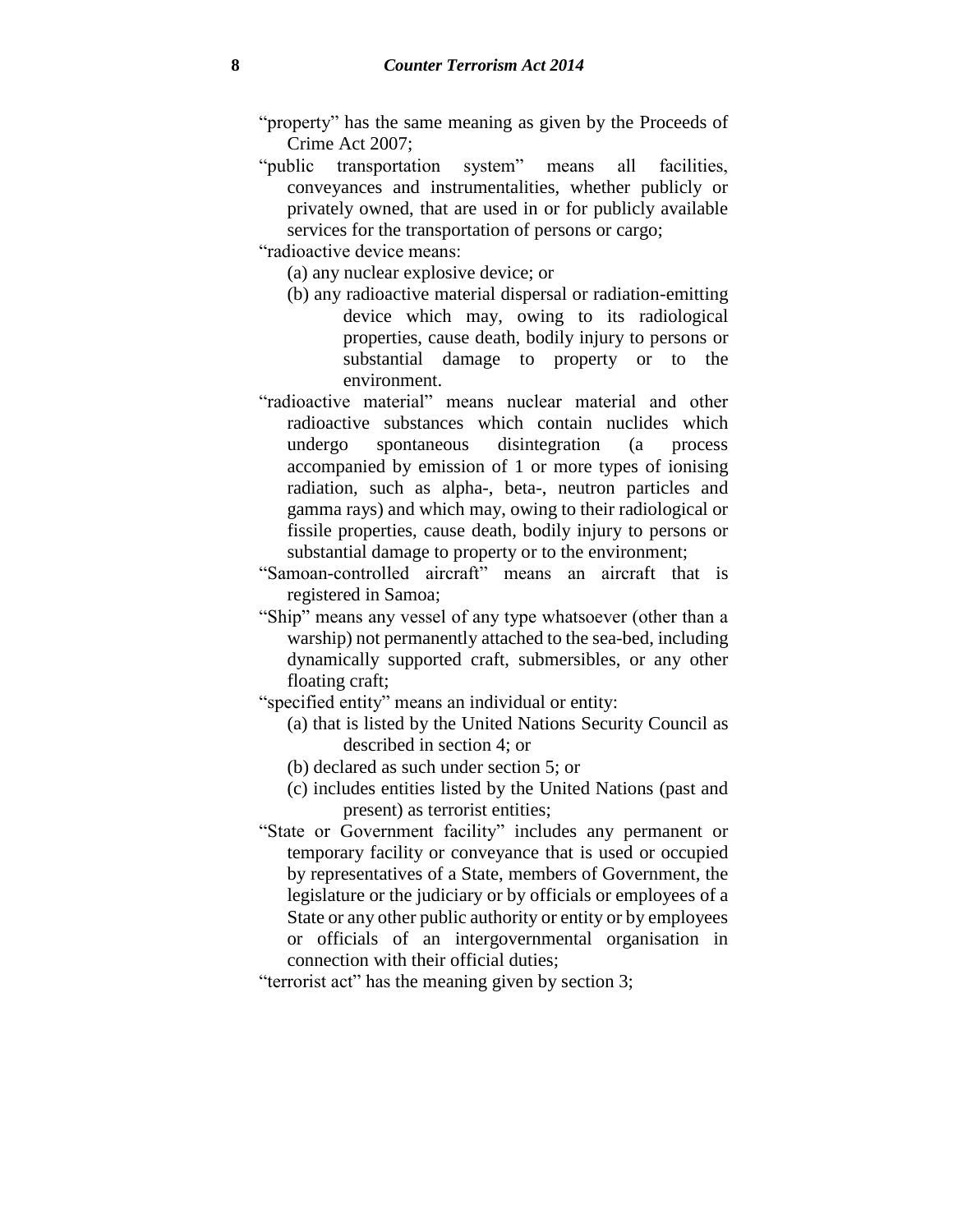"property" has the same meaning as given by the Proceeds of Crime Act 2007;

"public transportation system" means all facilities, conveyances and instrumentalities, whether publicly or privately owned, that are used in or for publicly available services for the transportation of persons or cargo;

"radioactive device means:

(a) any nuclear explosive device; or

(b) any radioactive material dispersal or radiation-emitting device which may, owing to its radiological properties, cause death, bodily injury to persons or substantial damage to property or to the environment.

"radioactive material" means nuclear material and other radioactive substances which contain nuclides which undergo spontaneous disintegration (a process accompanied by emission of 1 or more types of ionising radiation, such as alpha-, beta-, neutron particles and gamma rays) and which may, owing to their radiological or fissile properties, cause death, bodily injury to persons or substantial damage to property or to the environment;

"Samoan-controlled aircraft" means an aircraft that is registered in Samoa;

"Ship" means any vessel of any type whatsoever (other than a warship) not permanently attached to the sea-bed, including dynamically supported craft, submersibles, or any other floating craft;

"specified entity" means an individual or entity:

(a) that is listed by the United Nations Security Council as described in section 4; or

(b) declared as such under section 5; or

(c) includes entities listed by the United Nations (past and present) as terrorist entities;

"State or Government facility" includes any permanent or temporary facility or conveyance that is used or occupied by representatives of a State, members of Government, the legislature or the judiciary or by officials or employees of a State or any other public authority or entity or by employees or officials of an intergovernmental organisation in connection with their official duties;

"terrorist act" has the meaning given by section 3;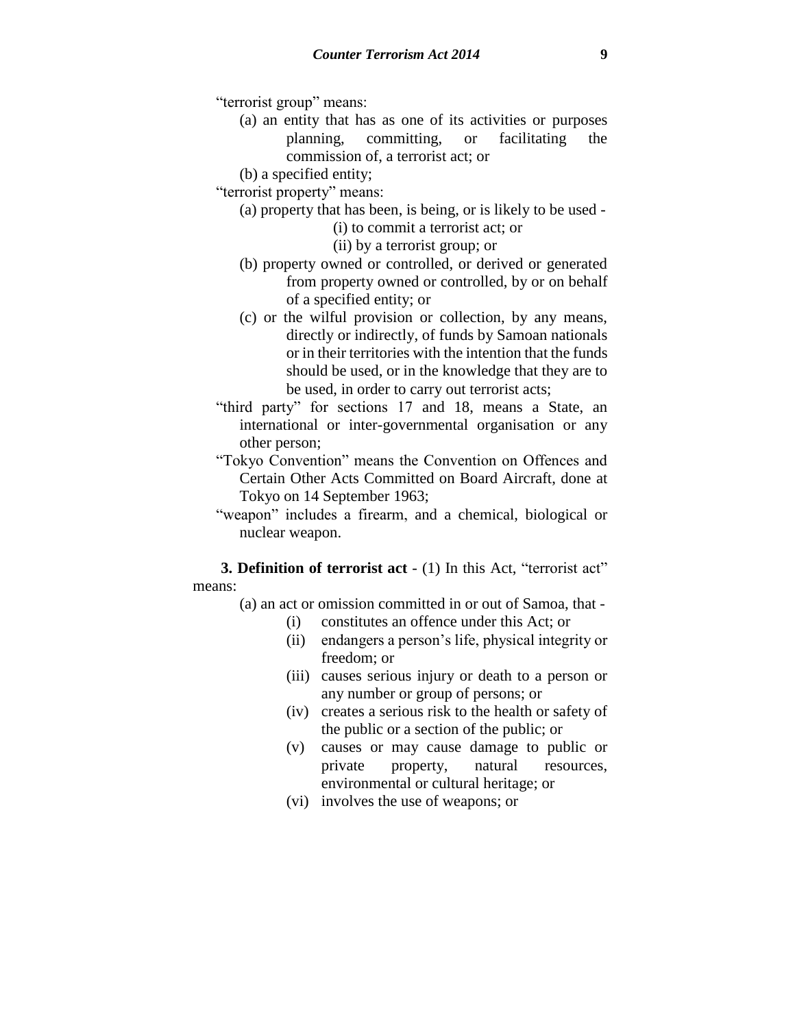"terrorist group" means:

(a) an entity that has as one of its activities or purposes planning, committing, or facilitating the commission of, a terrorist act; or

(b) a specified entity;

"terrorist property" means:

(a) property that has been, is being, or is likely to be used -

(i) to commit a terrorist act; or

(ii) by a terrorist group; or

(b) property owned or controlled, or derived or generated from property owned or controlled, by or on behalf of a specified entity; or

(c) or the wilful provision or collection, by any means, directly or indirectly, of funds by Samoan nationals or in their territories with the intention that the funds should be used, or in the knowledge that they are to be used, in order to carry out terrorist acts;

"third party" for sections 17 and 18, means a State, an international or inter-governmental organisation or any other person;

"Tokyo Convention" means the Convention on Offences and Certain Other Acts Committed on Board Aircraft, done at Tokyo on 14 September 1963;

"weapon" includes a firearm, and a chemical, biological or nuclear weapon.

**3. Definition of terrorist act** - (1) In this Act, "terrorist act" means:

(a) an act or omission committed in or out of Samoa, that -

(i) constitutes an offence under this Act; or

(ii) endangers a person's life, physical integrity or freedom; or

(iii) causes serious injury or death to a person or any number or group of persons; or

(iv) creates a serious risk to the health or safety of the public or a section of the public; or

(v) causes or may cause damage to public or private property, natural resources, environmental or cultural heritage; or

(vi) involves the use of weapons; or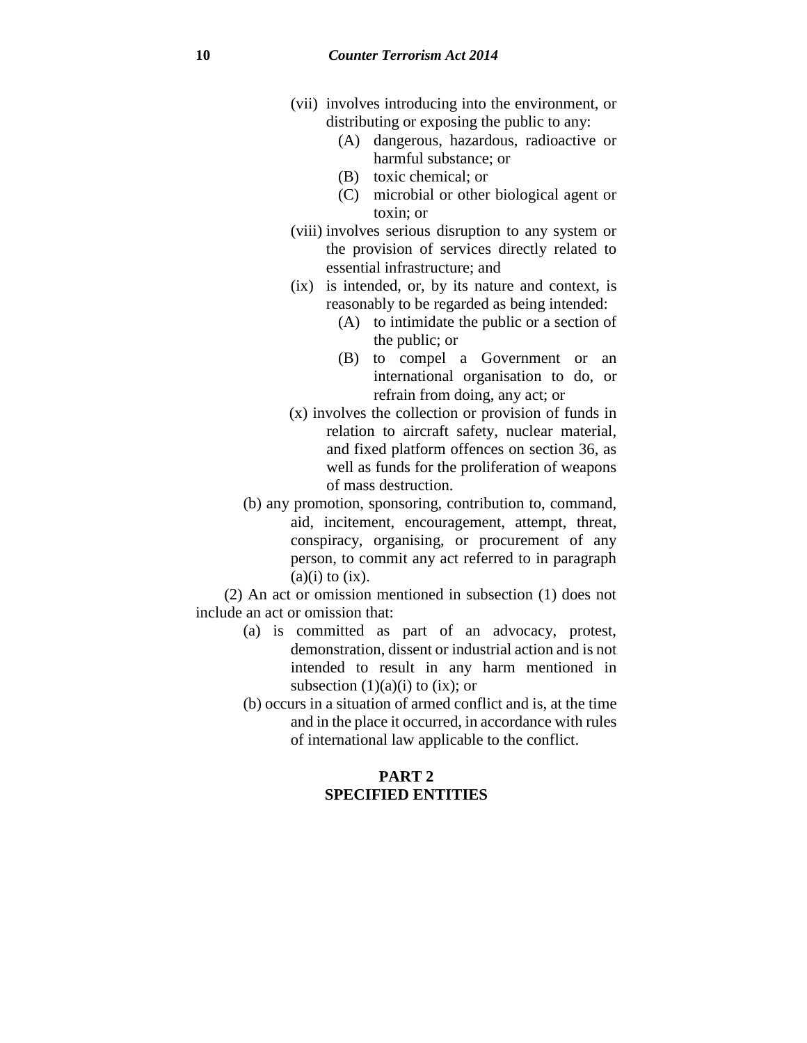(vii) involves introducing into the environment, or distributing or exposing the public to any:

(A) dangerous, hazardous, radioactive or harmful substance; or

(B) toxic chemical; or

(C) microbial or other biological agent or toxin; or

(viii) involves serious disruption to any system or the provision of services directly related to essential infrastructure; and

(ix) is intended, or, by its nature and context, is reasonably to be regarded as being intended:

(A) to intimidate the public or a section of the public; or

(B) to compel a Government or an international organisation to do, or refrain from doing, any act; or

(x) involves the collection or provision of funds in relation to aircraft safety, nuclear material, and fixed platform offences on section 36, as well as funds for the proliferation of weapons of mass destruction.

(b) any promotion, sponsoring, contribution to, command, aid, incitement, encouragement, attempt, threat, conspiracy, organising, or procurement of any person, to commit any act referred to in paragraph (a)(i) to (ix).

(2) An act or omission mentioned in subsection (1) does not include an act or omission that:

(a) is committed as part of an advocacy, protest, demonstration, dissent or industrial action and is not intended to result in any harm mentioned in subsection (1)(a)(i) to (ix); or

(b) occurs in a situation of armed conflict and is, at the time and in the place it occurred, in accordance with rules of international law applicable to the conflict.

## PART 2
## SPECIFIED ENTITIES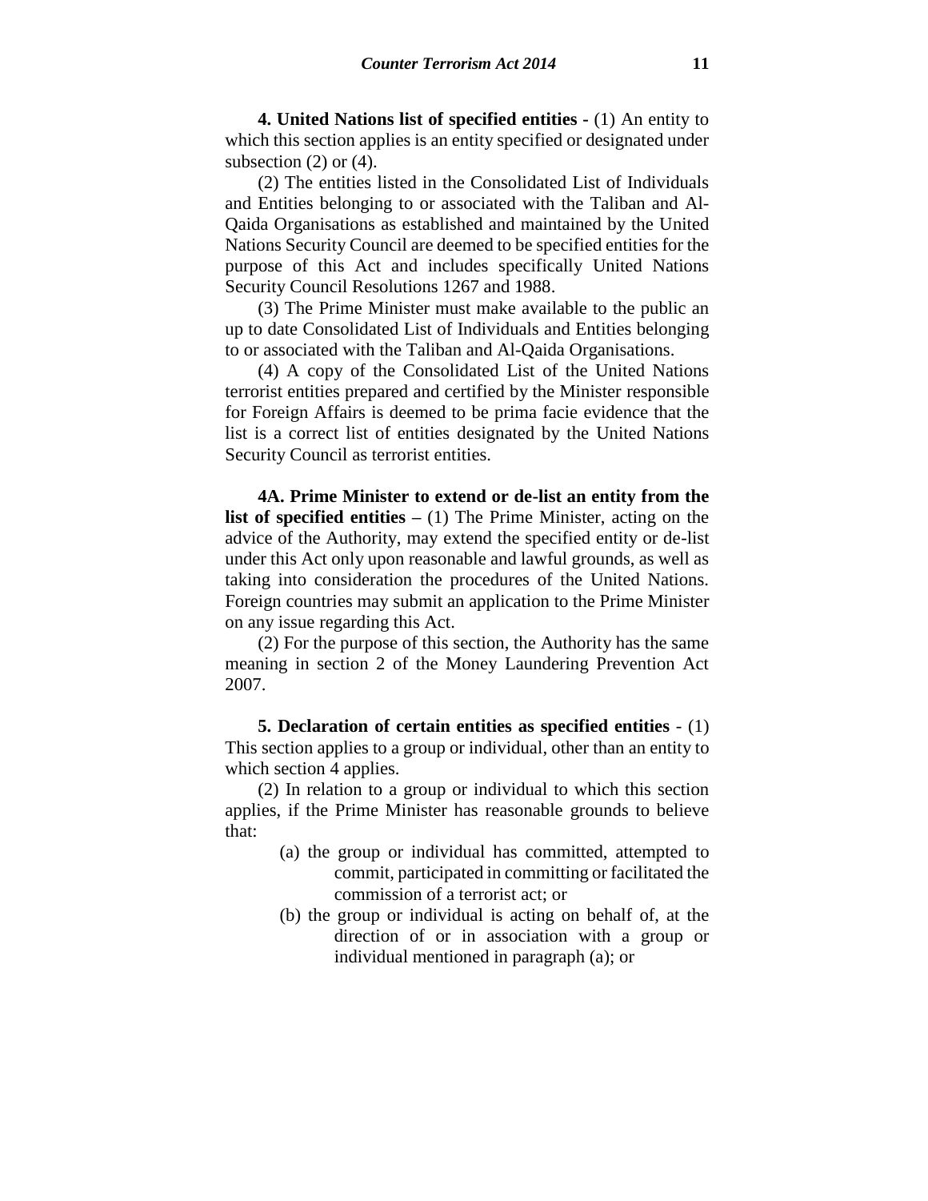**4. United Nations list of specified entities** - (1) An entity to which this section applies is an entity specified or designated under subsection (2) or (4).

(2) The entities listed in the Consolidated List of Individuals and Entities belonging to or associated with the Taliban and Al-Qaida Organisations as established and maintained by the United Nations Security Council are deemed to be specified entities for the purpose of this Act and includes specifically United Nations Security Council Resolutions 1267 and 1988.

(3) The Prime Minister must make available to the public an up to date Consolidated List of Individuals and Entities belonging to or associated with the Taliban and Al-Qaida Organisations.

(4) A copy of the Consolidated List of the United Nations terrorist entities prepared and certified by the Minister responsible for Foreign Affairs is deemed to be prima facie evidence that the list is a correct list of entities designated by the United Nations Security Council as terrorist entities.

**4A. Prime Minister to extend or de-list an entity from the list of specified entities** – (1) The Prime Minister, acting on the advice of the Authority, may extend the specified entity or de-list under this Act only upon reasonable and lawful grounds, as well as taking into consideration the procedures of the United Nations. Foreign countries may submit an application to the Prime Minister on any issue regarding this Act.

(2) For the purpose of this section, the Authority has the same meaning in section 2 of the Money Laundering Prevention Act 2007.

**5. Declaration of certain entities as specified entities** - (1) This section applies to a group or individual, other than an entity to which section 4 applies.

(2) In relation to a group or individual to which this section applies, if the Prime Minister has reasonable grounds to believe that:

- (a) the group or individual has committed, attempted to commit, participated in committing or facilitated the commission of a terrorist act; or
- (b) the group or individual is acting on behalf of, at the direction of or in association with a group or individual mentioned in paragraph (a); or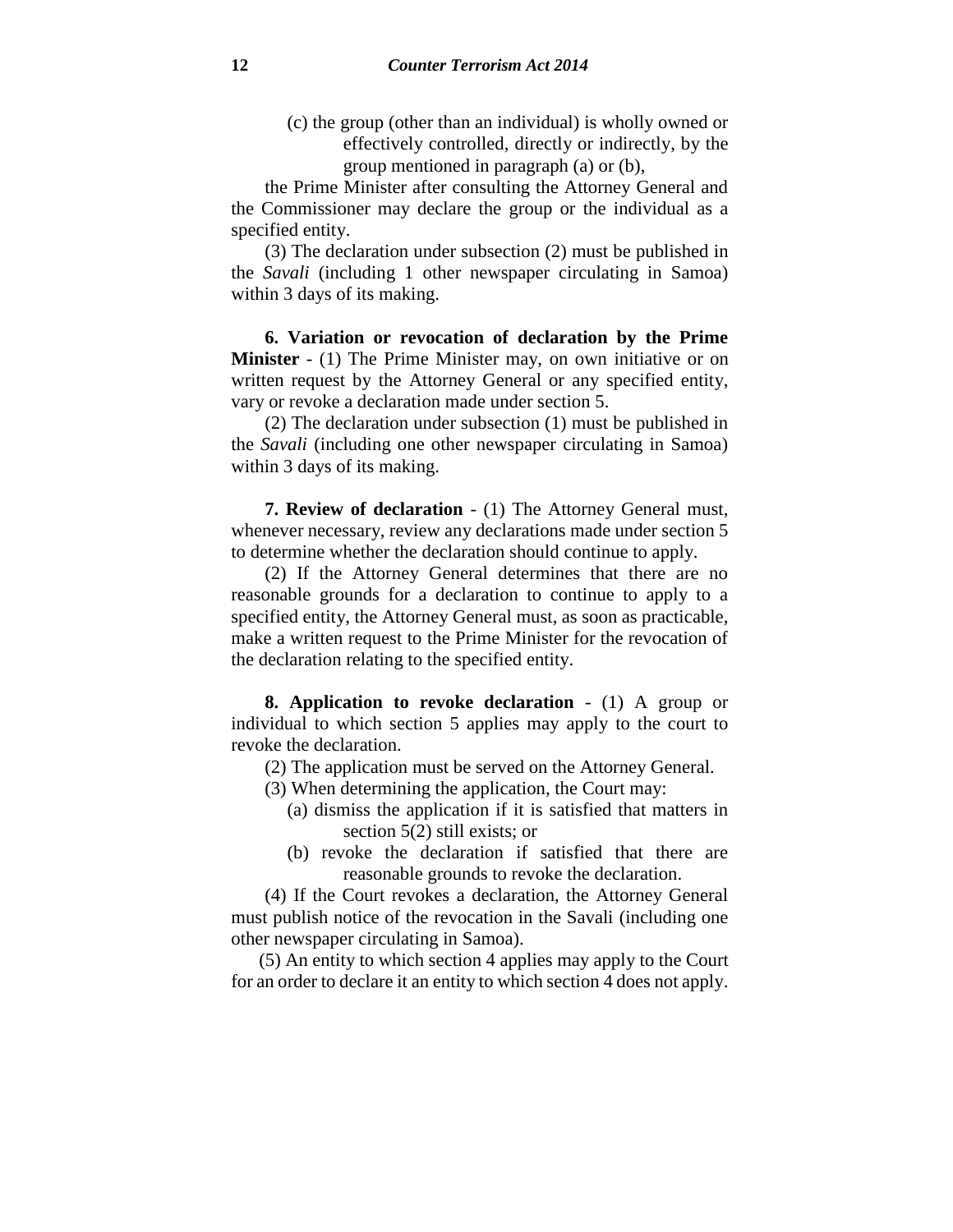(c) the group (other than an individual) is wholly owned or effectively controlled, directly or indirectly, by the group mentioned in paragraph (a) or (b),

the Prime Minister after consulting the Attorney General and the Commissioner may declare the group or the individual as a specified entity.

(3) The declaration under subsection (2) must be published in the *Savali* (including 1 other newspaper circulating in Samoa) within 3 days of its making.

**6. Variation or revocation of declaration by the Prime Minister** - (1) The Prime Minister may, on own initiative or on written request by the Attorney General or any specified entity, vary or revoke a declaration made under section 5.

(2) The declaration under subsection (1) must be published in the *Savali* (including one other newspaper circulating in Samoa) within 3 days of its making.

**7. Review of declaration** - (1) The Attorney General must, whenever necessary, review any declarations made under section 5 to determine whether the declaration should continue to apply.

(2) If the Attorney General determines that there are no reasonable grounds for a declaration to continue to apply to a specified entity, the Attorney General must, as soon as practicable, make a written request to the Prime Minister for the revocation of the declaration relating to the specified entity.

**8. Application to revoke declaration** - (1) A group or individual to which section 5 applies may apply to the court to revoke the declaration.

(2) The application must be served on the Attorney General.

(3) When determining the application, the Court may:

(a) dismiss the application if it is satisfied that matters in section 5(2) still exists; or

(b) revoke the declaration if satisfied that there are reasonable grounds to revoke the declaration.

(4) If the Court revokes a declaration, the Attorney General must publish notice of the revocation in the Savali (including one other newspaper circulating in Samoa).

(5) An entity to which section 4 applies may apply to the Court for an order to declare it an entity to which section 4 does not apply.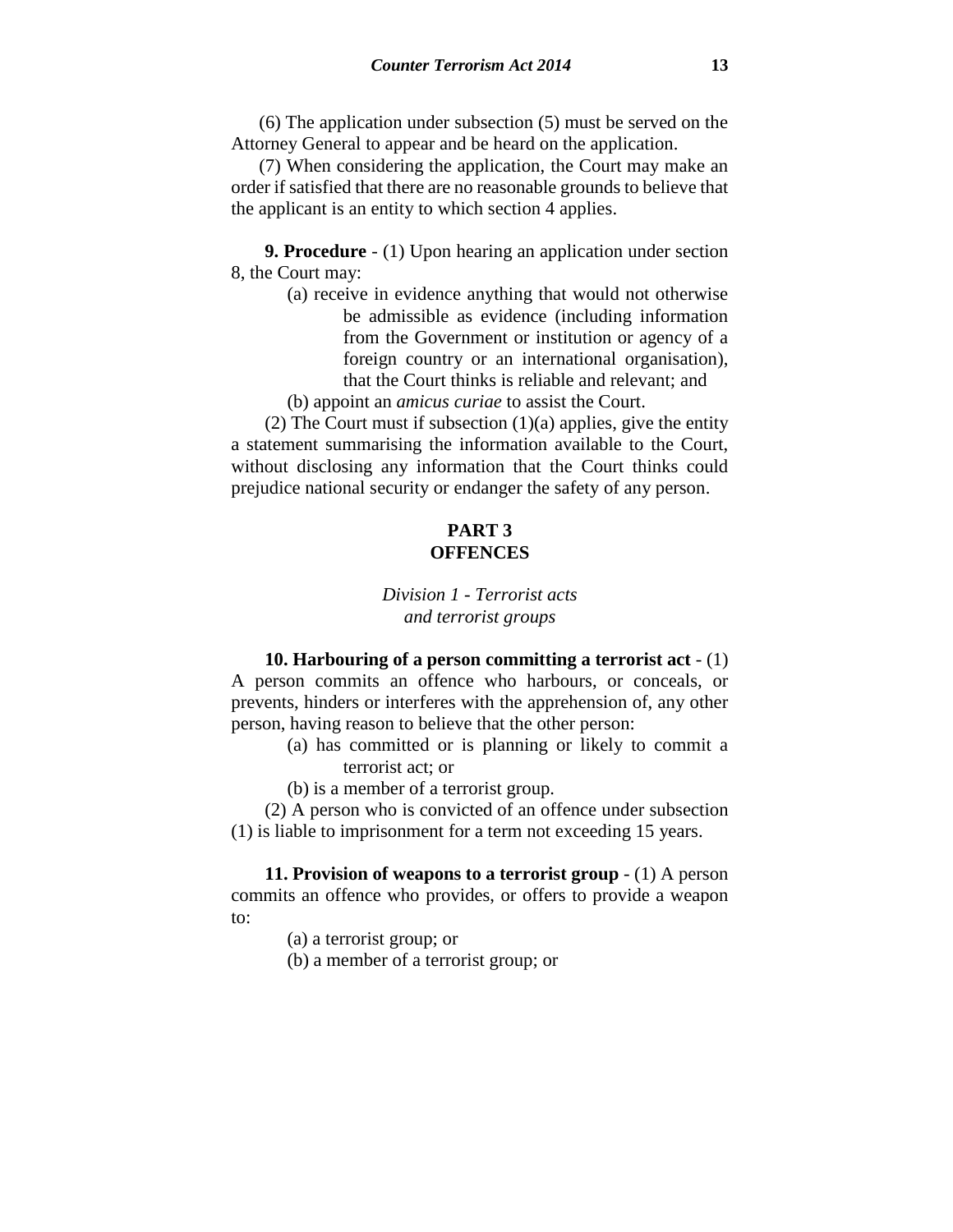(6) The application under subsection (5) must be served on the Attorney General to appear and be heard on the application.

(7) When considering the application, the Court may make an order if satisfied that there are no reasonable grounds to believe that the applicant is an entity to which section 4 applies.

**9. Procedure** - (1) Upon hearing an application under section 8, the Court may:

(a) receive in evidence anything that would not otherwise be admissible as evidence (including information from the Government or institution or agency of a foreign country or an international organisation), that the Court thinks is reliable and relevant; and

(b) appoint an *amicus curiae* to assist the Court.

(2) The Court must if subsection (1)(a) applies, give the entity a statement summarising the information available to the Court, without disclosing any information that the Court thinks could prejudice national security or endanger the safety of any person.

## PART 3
## OFFENCES

### *Division 1 - Terrorist acts and terrorist groups*

**10. Harbouring of a person committing a terrorist act** - (1) A person commits an offence who harbours, or conceals, or prevents, hinders or interferes with the apprehension of, any other person, having reason to believe that the other person:

(a) has committed or is planning or likely to commit a terrorist act; or

(b) is a member of a terrorist group.

(2) A person who is convicted of an offence under subsection (1) is liable to imprisonment for a term not exceeding 15 years.

**11. Provision of weapons to a terrorist group** - (1) A person commits an offence who provides, or offers to provide a weapon to:

(a) a terrorist group; or

(b) a member of a terrorist group; or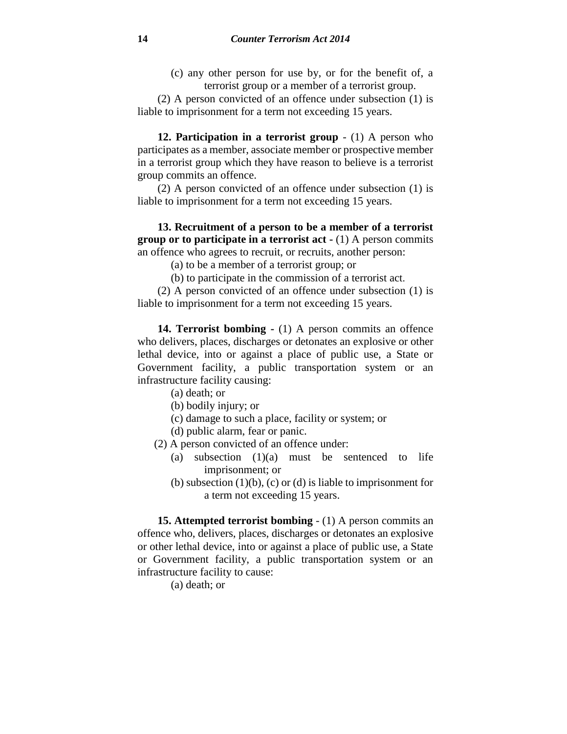(c) any other person for use by, or for the benefit of, a terrorist group or a member of a terrorist group.

(2) A person convicted of an offence under subsection (1) is liable to imprisonment for a term not exceeding 15 years.

**12. Participation in a terrorist group** - (1) A person who participates as a member, associate member or prospective member in a terrorist group which they have reason to believe is a terrorist group commits an offence.

(2) A person convicted of an offence under subsection (1) is liable to imprisonment for a term not exceeding 15 years.

**13. Recruitment of a person to be a member of a terrorist group or to participate in a terrorist act -** (1) A person commits an offence who agrees to recruit, or recruits, another person:

(a) to be a member of a terrorist group; or

(b) to participate in the commission of a terrorist act.

(2) A person convicted of an offence under subsection (1) is liable to imprisonment for a term not exceeding 15 years.

**14. Terrorist bombing -** (1) A person commits an offence who delivers, places, discharges or detonates an explosive or other lethal device, into or against a place of public use, a State or Government facility, a public transportation system or an infrastructure facility causing:

(a) death; or

(b) bodily injury; or

(c) damage to such a place, facility or system; or

(d) public alarm, fear or panic.

(2) A person convicted of an offence under:

(a) subsection (1)(a) must be sentenced to life imprisonment; or

(b) subsection (1)(b), (c) or (d) is liable to imprisonment for a term not exceeding 15 years.

**15. Attempted terrorist bombing** - (1) A person commits an offence who, delivers, places, discharges or detonates an explosive or other lethal device, into or against a place of public use, a State or Government facility, a public transportation system or an infrastructure facility to cause:

(a) death; or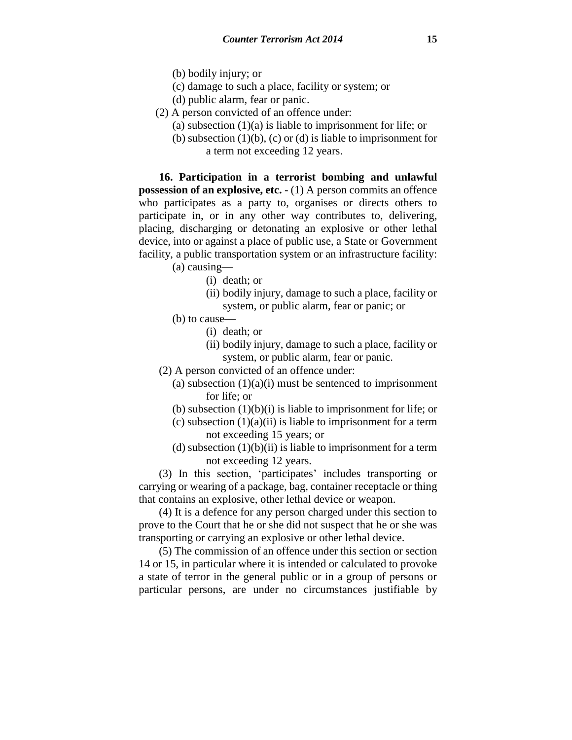(b) bodily injury; or

(c) damage to such a place, facility or system; or

(d) public alarm, fear or panic.

(2) A person convicted of an offence under:

(a) subsection (1)(a) is liable to imprisonment for life; or

(b) subsection (1)(b), (c) or (d) is liable to imprisonment for a term not exceeding 12 years.

**16. Participation in a terrorist bombing and unlawful possession of an explosive, etc.** - (1) A person commits an offence who participates as a party to, organises or directs others to participate in, or in any other way contributes to, delivering, placing, discharging or detonating an explosive or other lethal device, into or against a place of public use, a State or Government facility, a public transportation system or an infrastructure facility:

(a) causing—

(i) death; or

(ii) bodily injury, damage to such a place, facility or system, or public alarm, fear or panic; or

(b) to cause—

(i) death; or

(ii) bodily injury, damage to such a place, facility or system, or public alarm, fear or panic.

(2) A person convicted of an offence under:

(a) subsection (1)(a)(i) must be sentenced to imprisonment for life; or

(b) subsection (1)(b)(i) is liable to imprisonment for life; or

(c) subsection (1)(a)(ii) is liable to imprisonment for a term not exceeding 15 years; or

(d) subsection (1)(b)(ii) is liable to imprisonment for a term not exceeding 12 years.

(3) In this section, 'participates' includes transporting or carrying or wearing of a package, bag, container receptacle or thing that contains an explosive, other lethal device or weapon.

(4) It is a defence for any person charged under this section to prove to the Court that he or she did not suspect that he or she was transporting or carrying an explosive or other lethal device.

(5) The commission of an offence under this section or section 14 or 15, in particular where it is intended or calculated to provoke a state of terror in the general public or in a group of persons or particular persons, are under no circumstances justifiable by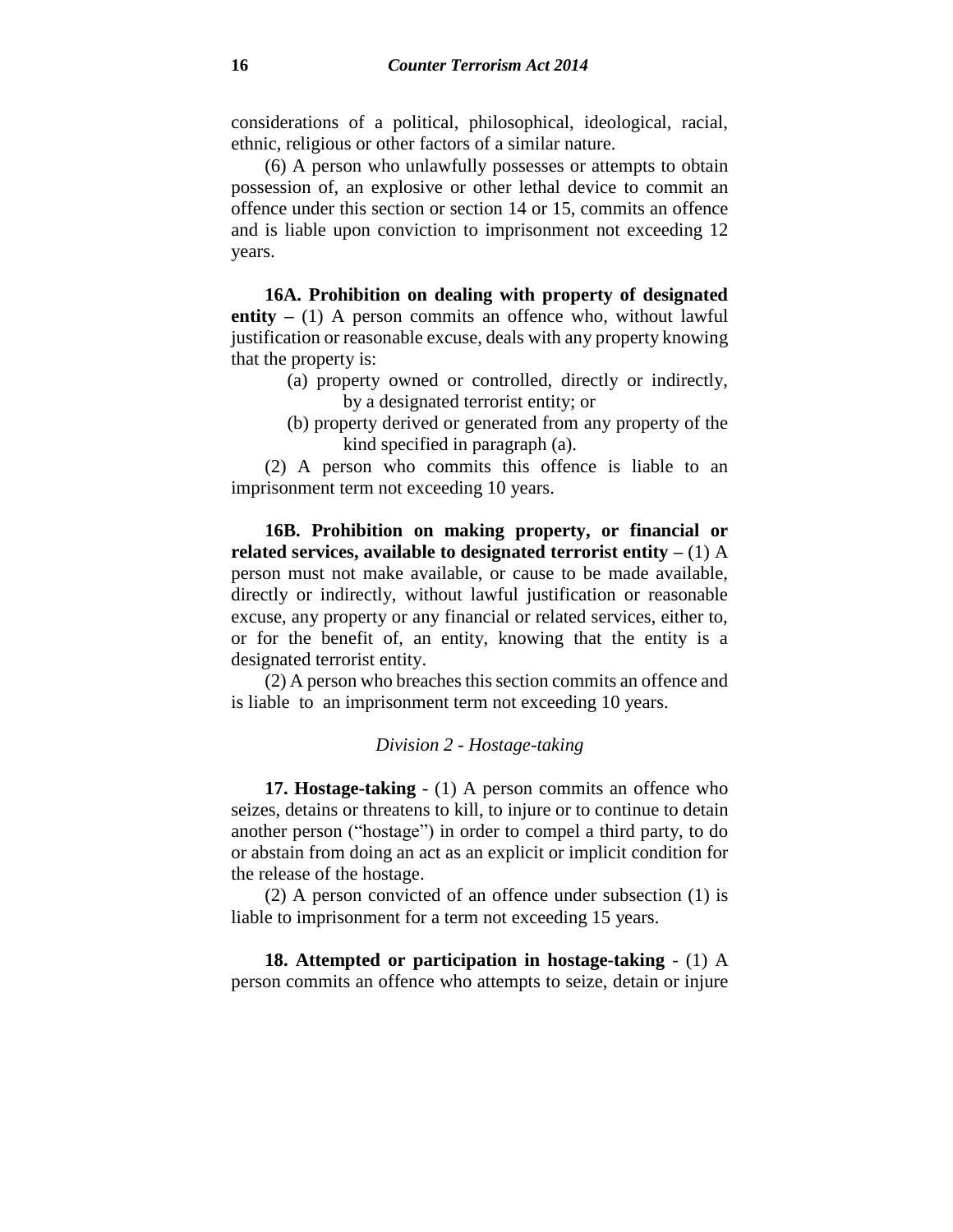considerations of a political, philosophical, ideological, racial, ethnic, religious or other factors of a similar nature.

(6) A person who unlawfully possesses or attempts to obtain possession of, an explosive or other lethal device to commit an offence under this section or section 14 or 15, commits an offence and is liable upon conviction to imprisonment not exceeding 12 years.

**16A. Prohibition on dealing with property of designated entity –** (1) A person commits an offence who, without lawful justification or reasonable excuse, deals with any property knowing that the property is:

- (a) property owned or controlled, directly or indirectly, by a designated terrorist entity; or
- (b) property derived or generated from any property of the kind specified in paragraph (a).

(2) A person who commits this offence is liable to an imprisonment term not exceeding 10 years.

**16B. Prohibition on making property, or financial or related services, available to designated terrorist entity –** (1) A person must not make available, or cause to be made available, directly or indirectly, without lawful justification or reasonable excuse, any property or any financial or related services, either to, or for the benefit of, an entity, knowing that the entity is a designated terrorist entity.

(2) A person who breaches this section commits an offence and is liable to an imprisonment term not exceeding 10 years.

*Division 2 - Hostage-taking*

**17. Hostage-taking** - (1) A person commits an offence who seizes, detains or threatens to kill, to injure or to continue to detain another person ("hostage") in order to compel a third party, to do or abstain from doing an act as an explicit or implicit condition for the release of the hostage.

(2) A person convicted of an offence under subsection (1) is liable to imprisonment for a term not exceeding 15 years.

**18. Attempted or participation in hostage-taking** - (1) A person commits an offence who attempts to seize, detain or injure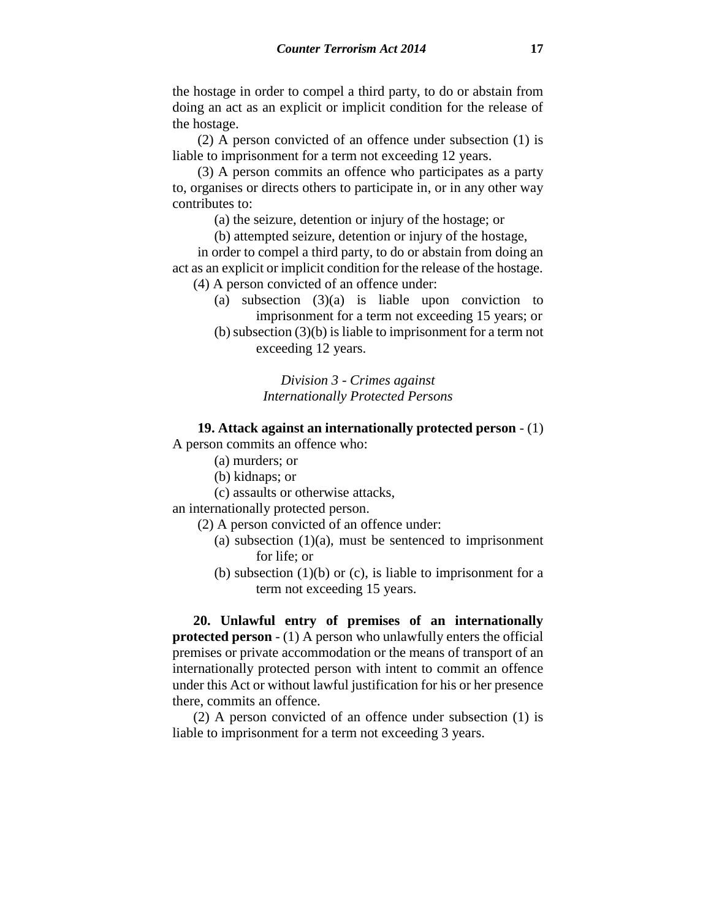the hostage in order to compel a third party, to do or abstain from doing an act as an explicit or implicit condition for the release of the hostage.

(2) A person convicted of an offence under subsection (1) is liable to imprisonment for a term not exceeding 12 years.

(3) A person commits an offence who participates as a party to, organises or directs others to participate in, or in any other way contributes to:

(a) the seizure, detention or injury of the hostage; or

(b) attempted seizure, detention or injury of the hostage,

in order to compel a third party, to do or abstain from doing an act as an explicit or implicit condition for the release of the hostage.

(4) A person convicted of an offence under:

(a) subsection (3)(a) is liable upon conviction to imprisonment for a term not exceeding 15 years; or

(b) subsection (3)(b) is liable to imprisonment for a term not exceeding 12 years.

### *Division 3 - Crimes against Internationally Protected Persons*

**19. Attack against an internationally protected person** - (1) A person commits an offence who:

(a) murders; or

(b) kidnaps; or

(c) assaults or otherwise attacks,

an internationally protected person.

(2) A person convicted of an offence under:

(a) subsection (1)(a), must be sentenced to imprisonment for life; or

(b) subsection (1)(b) or (c), is liable to imprisonment for a term not exceeding 15 years.

**20. Unlawful entry of premises of an internationally protected person** - (1) A person who unlawfully enters the official premises or private accommodation or the means of transport of an internationally protected person with intent to commit an offence under this Act or without lawful justification for his or her presence there, commits an offence.

(2) A person convicted of an offence under subsection (1) is liable to imprisonment for a term not exceeding 3 years.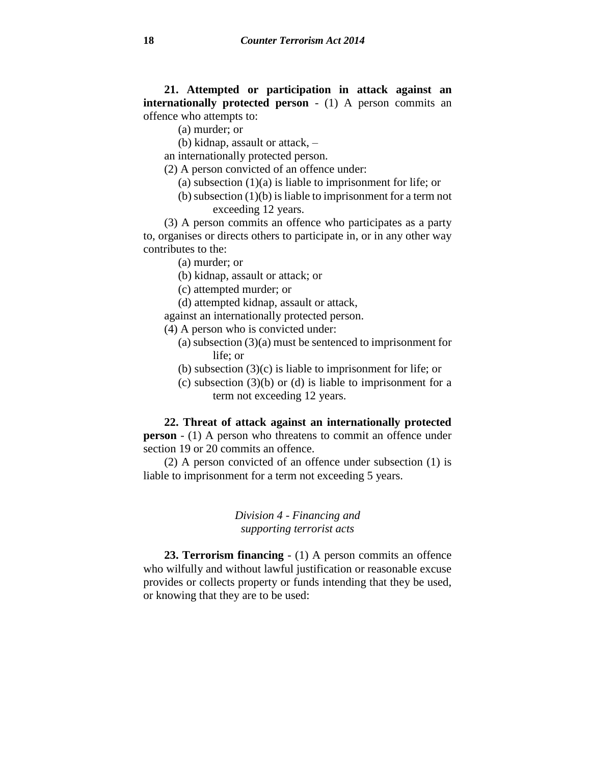**21. Attempted or participation in attack against an internationally protected person** - (1) A person commits an offence who attempts to:

(a) murder; or

(b) kidnap, assault or attack, –

an internationally protected person.

(2) A person convicted of an offence under:

(a) subsection (1)(a) is liable to imprisonment for life; or

(b) subsection (1)(b) is liable to imprisonment for a term not exceeding 12 years.

(3) A person commits an offence who participates as a party to, organises or directs others to participate in, or in any other way contributes to the:

(a) murder; or

(b) kidnap, assault or attack; or

(c) attempted murder; or

(d) attempted kidnap, assault or attack,

against an internationally protected person.

(4) A person who is convicted under:

(a) subsection (3)(a) must be sentenced to imprisonment for life; or

(b) subsection (3)(c) is liable to imprisonment for life; or

(c) subsection (3)(b) or (d) is liable to imprisonment for a term not exceeding 12 years.

**22. Threat of attack against an internationally protected person** - (1) A person who threatens to commit an offence under section 19 or 20 commits an offence.

(2) A person convicted of an offence under subsection (1) is liable to imprisonment for a term not exceeding 5 years.

*Division 4 - Financing and supporting terrorist acts*

**23. Terrorism financing** - (1) A person commits an offence who wilfully and without lawful justification or reasonable excuse provides or collects property or funds intending that they be used, or knowing that they are to be used: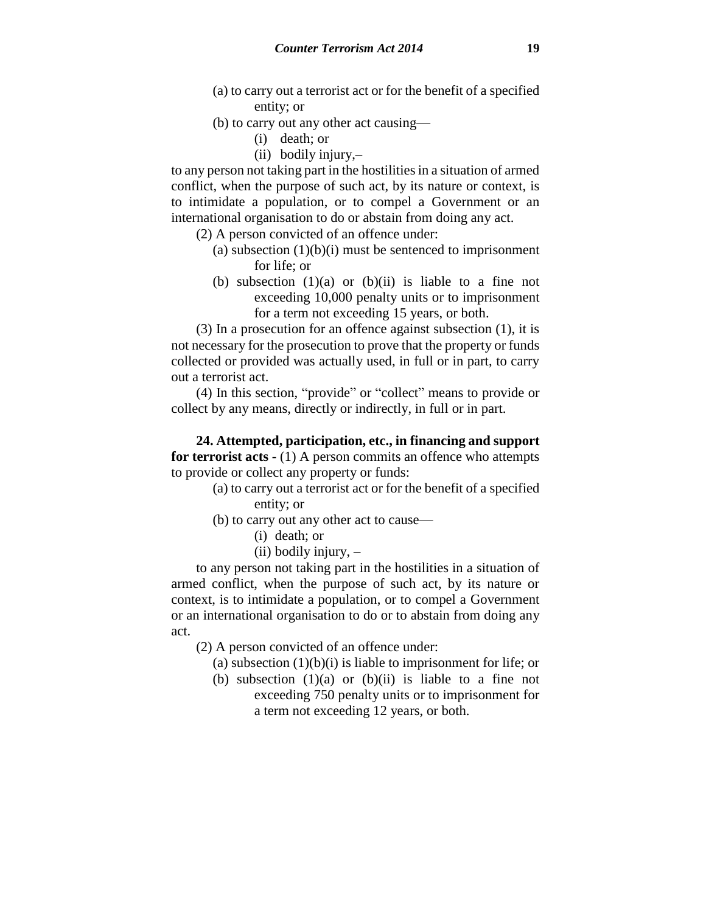(a) to carry out a terrorist act or for the benefit of a specified entity; or

(b) to carry out any other act causing—

(i) death; or

(ii) bodily injury,–

to any person not taking part in the hostilities in a situation of armed conflict, when the purpose of such act, by its nature or context, is to intimidate a population, or to compel a Government or an international organisation to do or abstain from doing any act.

(2) A person convicted of an offence under:

(a) subsection (1)(b)(i) must be sentenced to imprisonment for life; or

(b) subsection (1)(a) or (b)(ii) is liable to a fine not exceeding 10,000 penalty units or to imprisonment for a term not exceeding 15 years, or both.

(3) In a prosecution for an offence against subsection (1), it is not necessary for the prosecution to prove that the property or funds collected or provided was actually used, in full or in part, to carry out a terrorist act.

(4) In this section, "provide" or "collect" means to provide or collect by any means, directly or indirectly, in full or in part.

**24. Attempted, participation, etc., in financing and support for terrorist acts** - (1) A person commits an offence who attempts to provide or collect any property or funds:

(a) to carry out a terrorist act or for the benefit of a specified entity; or

(b) to carry out any other act to cause—

(i) death; or

(ii) bodily injury, –

to any person not taking part in the hostilities in a situation of armed conflict, when the purpose of such act, by its nature or context, is to intimidate a population, or to compel a Government or an international organisation to do or to abstain from doing any act.

(2) A person convicted of an offence under:

(a) subsection (1)(b)(i) is liable to imprisonment for life; or

(b) subsection (1)(a) or (b)(ii) is liable to a fine not exceeding 750 penalty units or to imprisonment for a term not exceeding 12 years, or both.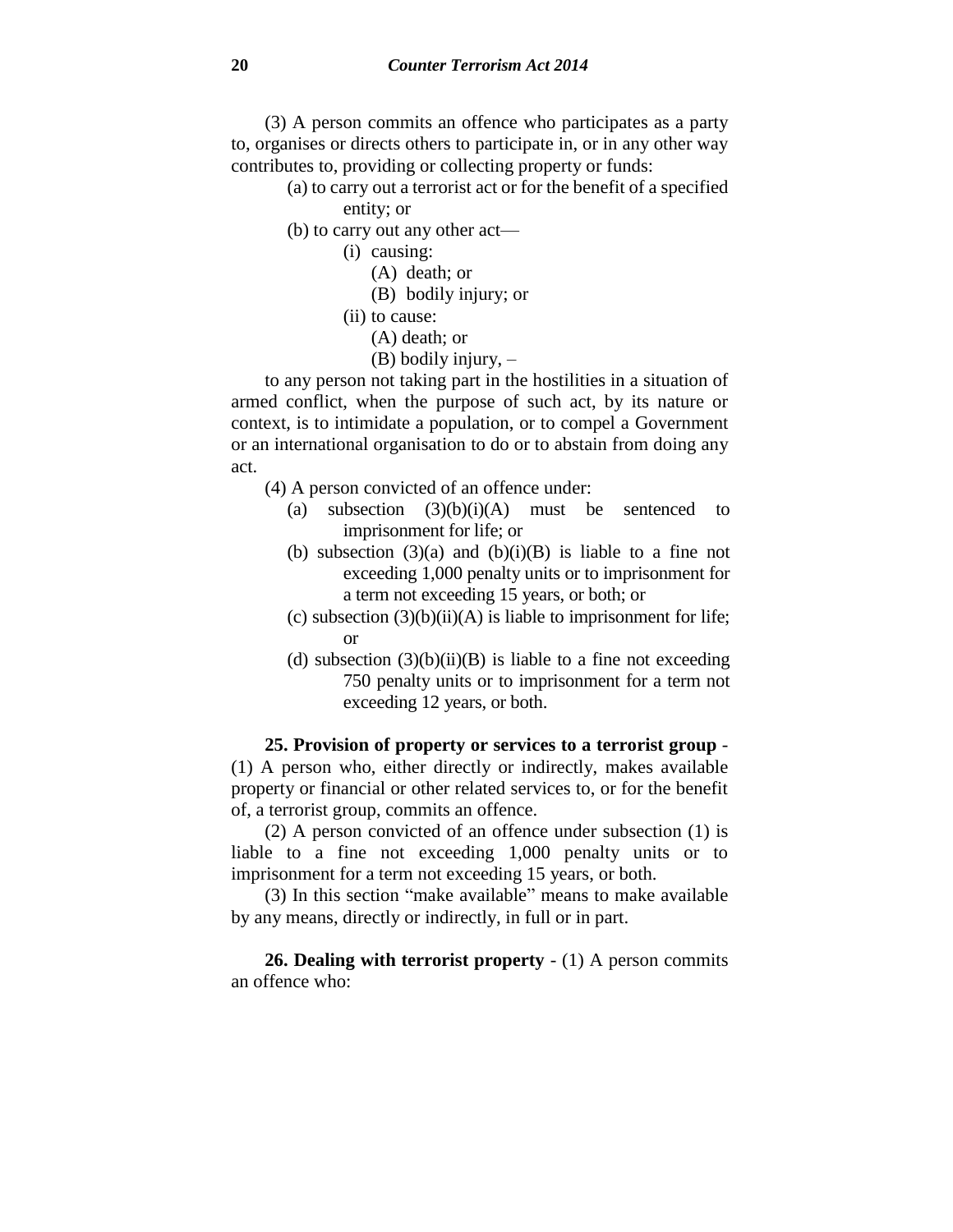(3) A person commits an offence who participates as a party to, organises or directs others to participate in, or in any other way contributes to, providing or collecting property or funds:

(a) to carry out a terrorist act or for the benefit of a specified entity; or

(b) to carry out any other act—

(i) causing:

(A) death; or

(B) bodily injury; or

(ii) to cause:

(A) death; or

(B) bodily injury, –

to any person not taking part in the hostilities in a situation of armed conflict, when the purpose of such act, by its nature or context, is to intimidate a population, or to compel a Government or an international organisation to do or to abstain from doing any act.

(4) A person convicted of an offence under:

(a) subsection (3)(b)(i)(A) must be sentenced to imprisonment for life; or

(b) subsection (3)(a) and (b)(i)(B) is liable to a fine not exceeding 1,000 penalty units or to imprisonment for a term not exceeding 15 years, or both; or

(c) subsection (3)(b)(ii)(A) is liable to imprisonment for life; or

(d) subsection (3)(b)(ii)(B) is liable to a fine not exceeding 750 penalty units or to imprisonment for a term not exceeding 12 years, or both.

**25. Provision of property or services to a terrorist group** - (1) A person who, either directly or indirectly, makes available property or financial or other related services to, or for the benefit of, a terrorist group, commits an offence.

(2) A person convicted of an offence under subsection (1) is liable to a fine not exceeding 1,000 penalty units or to imprisonment for a term not exceeding 15 years, or both.

(3) In this section "make available" means to make available by any means, directly or indirectly, in full or in part.

**26. Dealing with terrorist property** - (1) A person commits an offence who: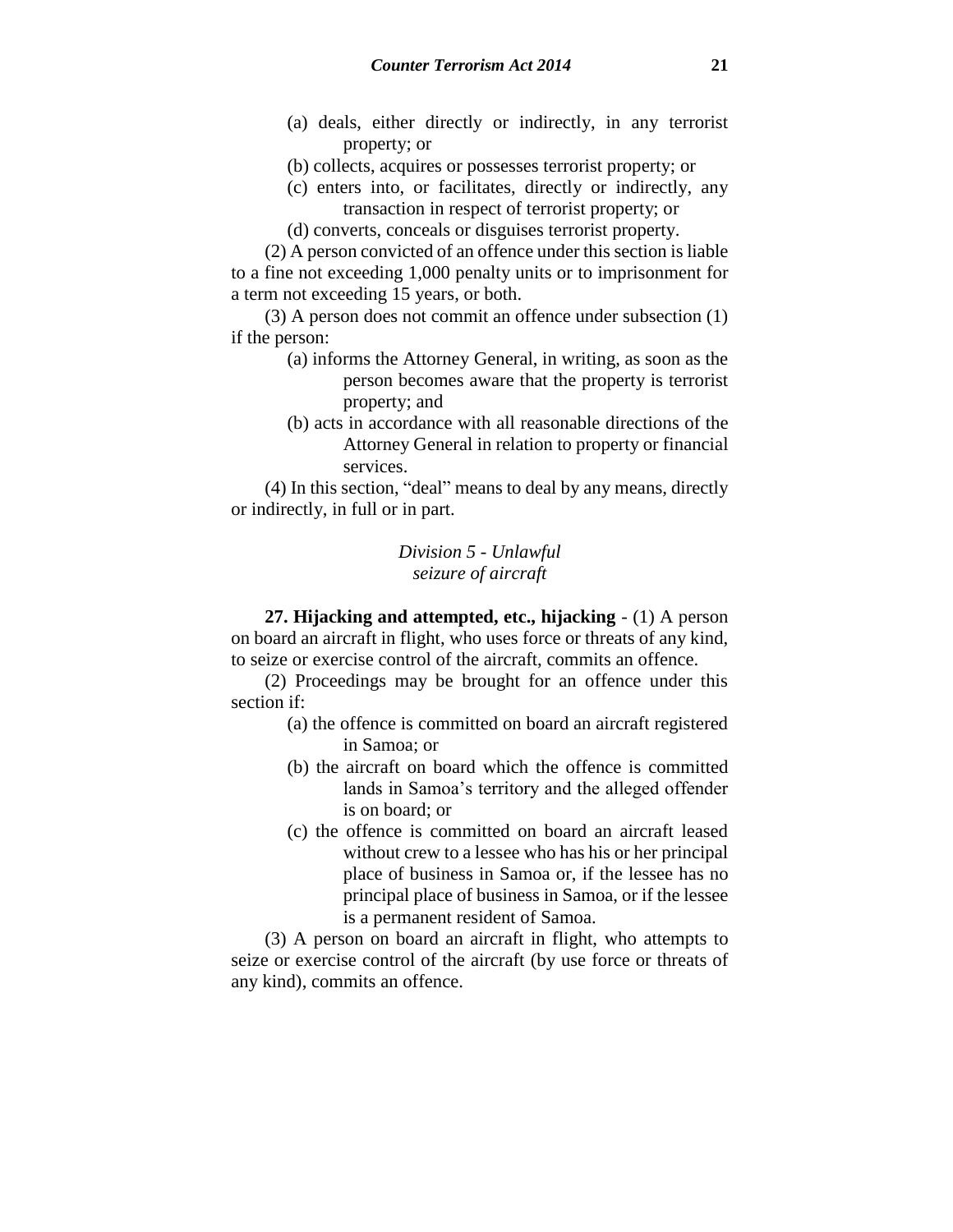(a) deals, either directly or indirectly, in any terrorist property; or

(b) collects, acquires or possesses terrorist property; or

(c) enters into, or facilitates, directly or indirectly, any transaction in respect of terrorist property; or

(d) converts, conceals or disguises terrorist property.

(2) A person convicted of an offence under this section is liable to a fine not exceeding 1,000 penalty units or to imprisonment for a term not exceeding 15 years, or both.

(3) A person does not commit an offence under subsection (1) if the person:

(a) informs the Attorney General, in writing, as soon as the person becomes aware that the property is terrorist property; and

(b) acts in accordance with all reasonable directions of the Attorney General in relation to property or financial services.

(4) In this section, "deal" means to deal by any means, directly or indirectly, in full or in part.

### *Division 5 - Unlawful seizure of aircraft*

**27. Hijacking and attempted, etc., hijacking** - (1) A person on board an aircraft in flight, who uses force or threats of any kind, to seize or exercise control of the aircraft, commits an offence.

(2) Proceedings may be brought for an offence under this section if:

(a) the offence is committed on board an aircraft registered in Samoa; or

(b) the aircraft on board which the offence is committed lands in Samoa's territory and the alleged offender is on board; or

(c) the offence is committed on board an aircraft leased without crew to a lessee who has his or her principal place of business in Samoa or, if the lessee has no principal place of business in Samoa, or if the lessee is a permanent resident of Samoa.

(3) A person on board an aircraft in flight, who attempts to seize or exercise control of the aircraft (by use force or threats of any kind), commits an offence.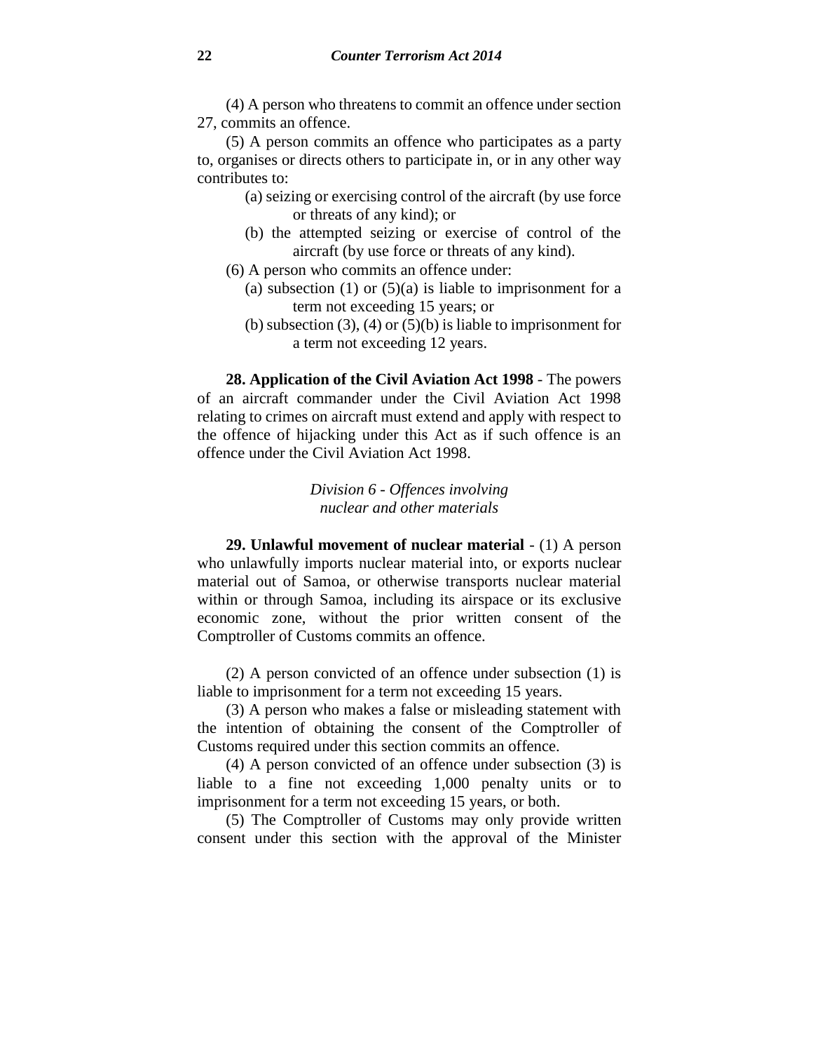(4) A person who threatens to commit an offence under section 27, commits an offence.

(5) A person commits an offence who participates as a party to, organises or directs others to participate in, or in any other way contributes to:

(a) seizing or exercising control of the aircraft (by use force or threats of any kind); or

(b) the attempted seizing or exercise of control of the aircraft (by use force or threats of any kind).

(6) A person who commits an offence under:

(a) subsection (1) or (5)(a) is liable to imprisonment for a term not exceeding 15 years; or

(b) subsection (3), (4) or (5)(b) is liable to imprisonment for a term not exceeding 12 years.

**28. Application of the Civil Aviation Act 1998** - The powers of an aircraft commander under the Civil Aviation Act 1998 relating to crimes on aircraft must extend and apply with respect to the offence of hijacking under this Act as if such offence is an offence under the Civil Aviation Act 1998.

*Division 6 - Offences involving nuclear and other materials*

**29. Unlawful movement of nuclear material** - (1) A person who unlawfully imports nuclear material into, or exports nuclear material out of Samoa, or otherwise transports nuclear material within or through Samoa, including its airspace or its exclusive economic zone, without the prior written consent of the Comptroller of Customs commits an offence.

(2) A person convicted of an offence under subsection (1) is liable to imprisonment for a term not exceeding 15 years.

(3) A person who makes a false or misleading statement with the intention of obtaining the consent of the Comptroller of Customs required under this section commits an offence.

(4) A person convicted of an offence under subsection (3) is liable to a fine not exceeding 1,000 penalty units or to imprisonment for a term not exceeding 15 years, or both.

(5) The Comptroller of Customs may only provide written consent under this section with the approval of the Minister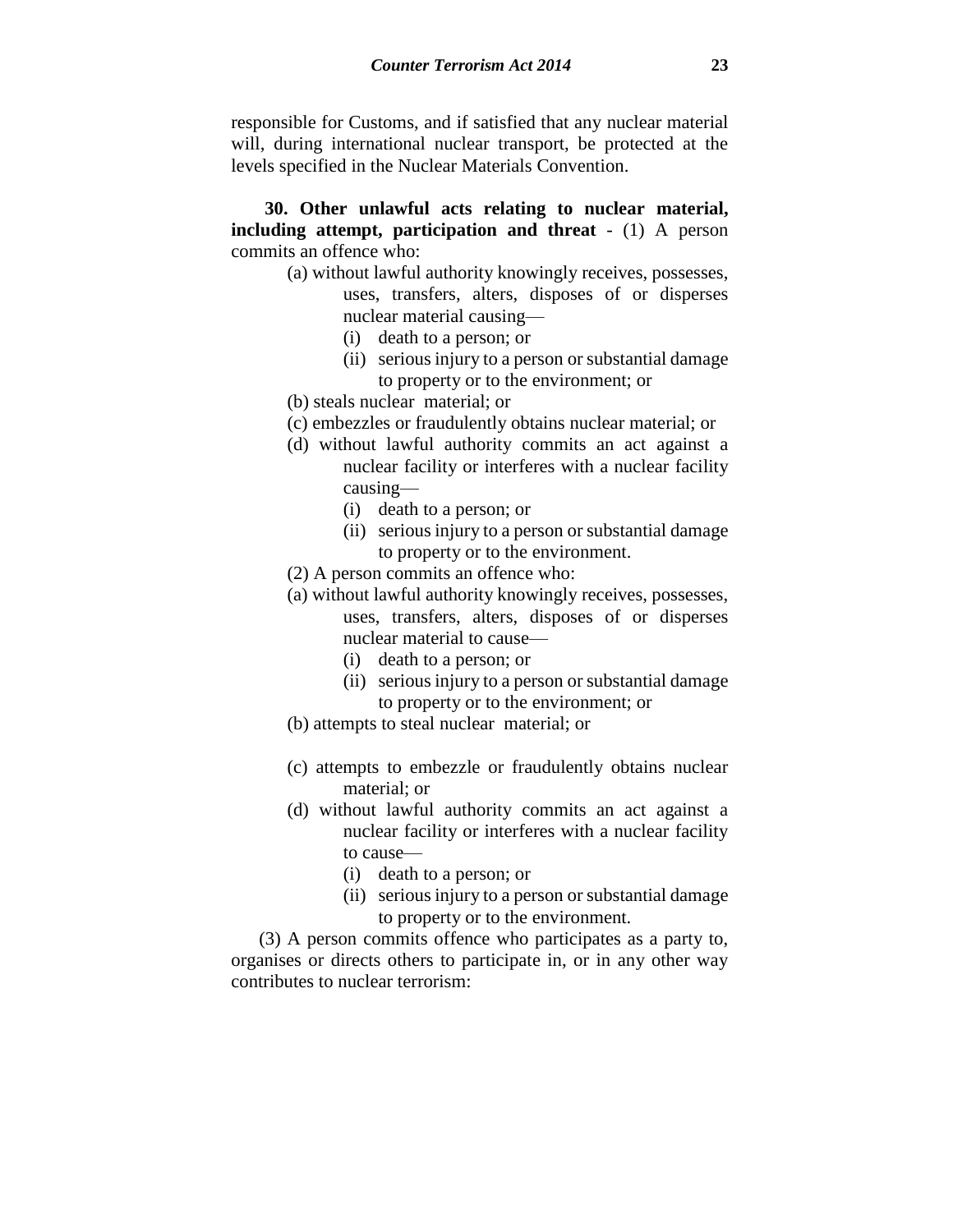responsible for Customs, and if satisfied that any nuclear material will, during international nuclear transport, be protected at the levels specified in the Nuclear Materials Convention.

**30. Other unlawful acts relating to nuclear material, including attempt, participation and threat** - (1) A person commits an offence who:

(a) without lawful authority knowingly receives, possesses, uses, transfers, alters, disposes of or disperses nuclear material causing—

(i) death to a person; or

(ii) serious injury to a person or substantial damage to property or to the environment; or

(b) steals nuclear material; or

(c) embezzles or fraudulently obtains nuclear material; or

(d) without lawful authority commits an act against a nuclear facility or interferes with a nuclear facility causing—

(i) death to a person; or

(ii) serious injury to a person or substantial damage to property or to the environment.

(2) A person commits an offence who:

(a) without lawful authority knowingly receives, possesses, uses, transfers, alters, disposes of or disperses nuclear material to cause—

(i) death to a person; or

(ii) serious injury to a person or substantial damage to property or to the environment; or

(b) attempts to steal nuclear material; or

(c) attempts to embezzle or fraudulently obtains nuclear material; or

(d) without lawful authority commits an act against a nuclear facility or interferes with a nuclear facility to cause—

(i) death to a person; or

(ii) serious injury to a person or substantial damage to property or to the environment.

(3) A person commits offence who participates as a party to, organises or directs others to participate in, or in any other way contributes to nuclear terrorism: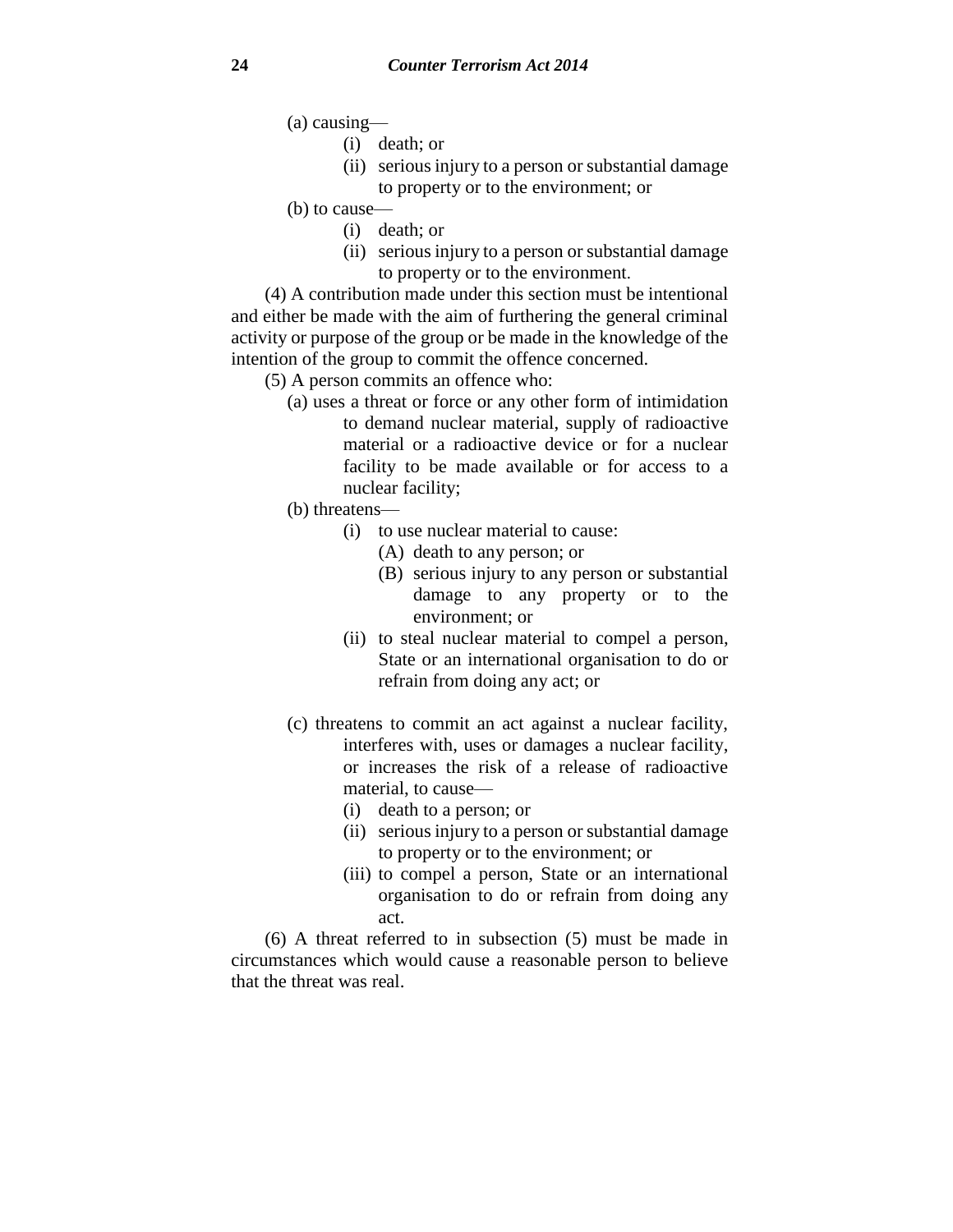(a) causing—

(i) death; or

(ii) serious injury to a person or substantial damage to property or to the environment; or

(b) to cause—

(i) death; or

(ii) serious injury to a person or substantial damage to property or to the environment.

(4) A contribution made under this section must be intentional and either be made with the aim of furthering the general criminal activity or purpose of the group or be made in the knowledge of the intention of the group to commit the offence concerned.

(5) A person commits an offence who:

(a) uses a threat or force or any other form of intimidation to demand nuclear material, supply of radioactive material or a radioactive device or for a nuclear facility to be made available or for access to a nuclear facility;

(b) threatens—

(i) to use nuclear material to cause:

(A) death to any person; or

(B) serious injury to any person or substantial damage to any property or to the environment; or

(ii) to steal nuclear material to compel a person, State or an international organisation to do or refrain from doing any act; or

(c) threatens to commit an act against a nuclear facility, interferes with, uses or damages a nuclear facility, or increases the risk of a release of radioactive material, to cause—

(i) death to a person; or

(ii) serious injury to a person or substantial damage to property or to the environment; or

(iii) to compel a person, State or an international organisation to do or refrain from doing any act.

(6) A threat referred to in subsection (5) must be made in circumstances which would cause a reasonable person to believe that the threat was real.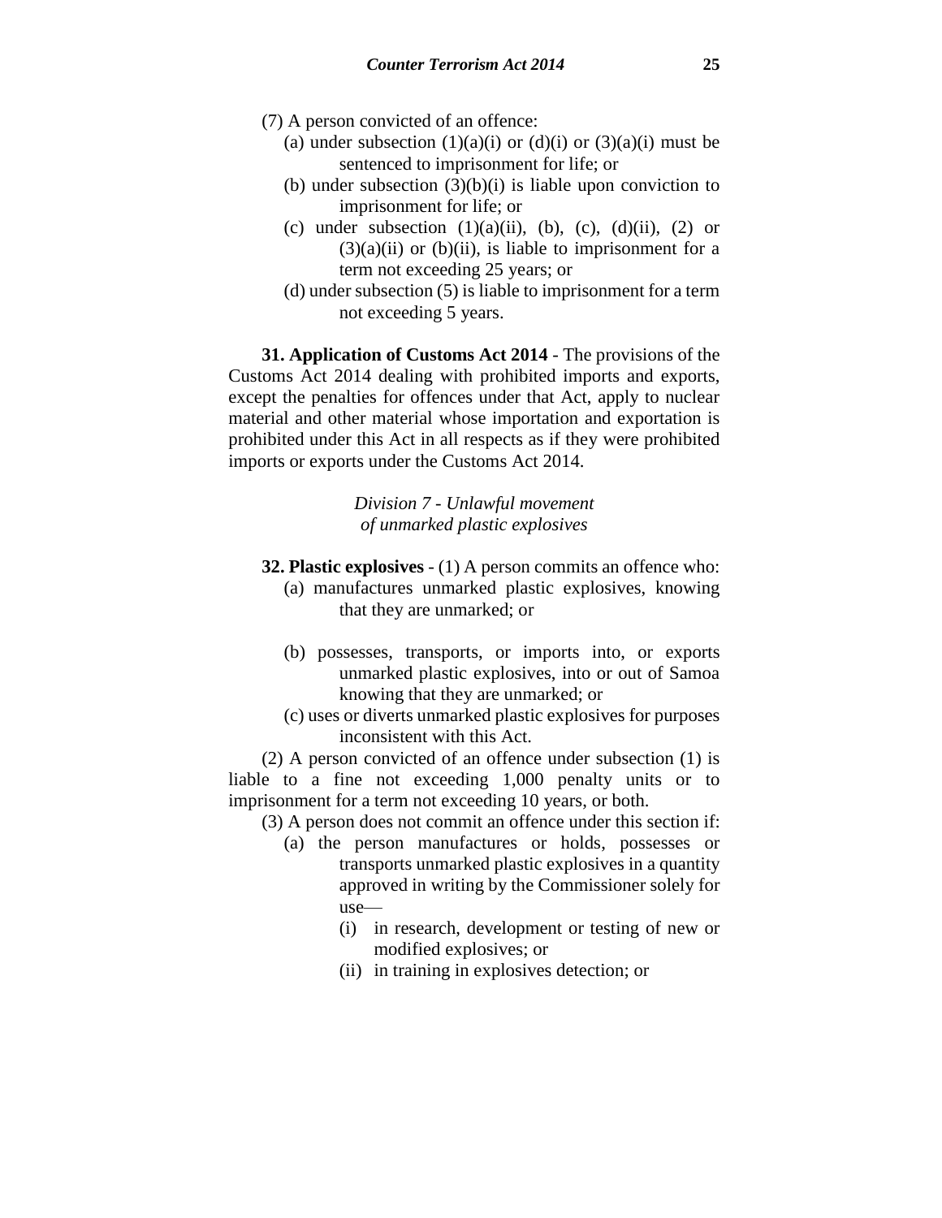(7) A person convicted of an offence:

- (a) under subsection (1)(a)(i) or (d)(i) or (3)(a)(i) must be sentenced to imprisonment for life; or
- (b) under subsection (3)(b)(i) is liable upon conviction to imprisonment for life; or
- (c) under subsection (1)(a)(ii), (b), (c), (d)(ii), (2) or (3)(a)(ii) or (b)(ii), is liable to imprisonment for a term not exceeding 25 years; or
- (d) under subsection (5) is liable to imprisonment for a term not exceeding 5 years.

**31. Application of Customs Act 2014** - The provisions of the Customs Act 2014 dealing with prohibited imports and exports, except the penalties for offences under that Act, apply to nuclear material and other material whose importation and exportation is prohibited under this Act in all respects as if they were prohibited imports or exports under the Customs Act 2014.

### *Division 7 - Unlawful movement of unmarked plastic explosives*

**32. Plastic explosives** - (1) A person commits an offence who:

- (a) manufactures unmarked plastic explosives, knowing that they are unmarked; or
- (b) possesses, transports, or imports into, or exports unmarked plastic explosives, into or out of Samoa knowing that they are unmarked; or
- (c) uses or diverts unmarked plastic explosives for purposes inconsistent with this Act.

(2) A person convicted of an offence under subsection (1) is liable to a fine not exceeding 1,000 penalty units or to imprisonment for a term not exceeding 10 years, or both.

(3) A person does not commit an offence under this section if:

- (a) the person manufactures or holds, possesses or transports unmarked plastic explosives in a quantity approved in writing by the Commissioner solely for use—
  - (i) in research, development or testing of new or modified explosives; or
  - (ii) in training in explosives detection; or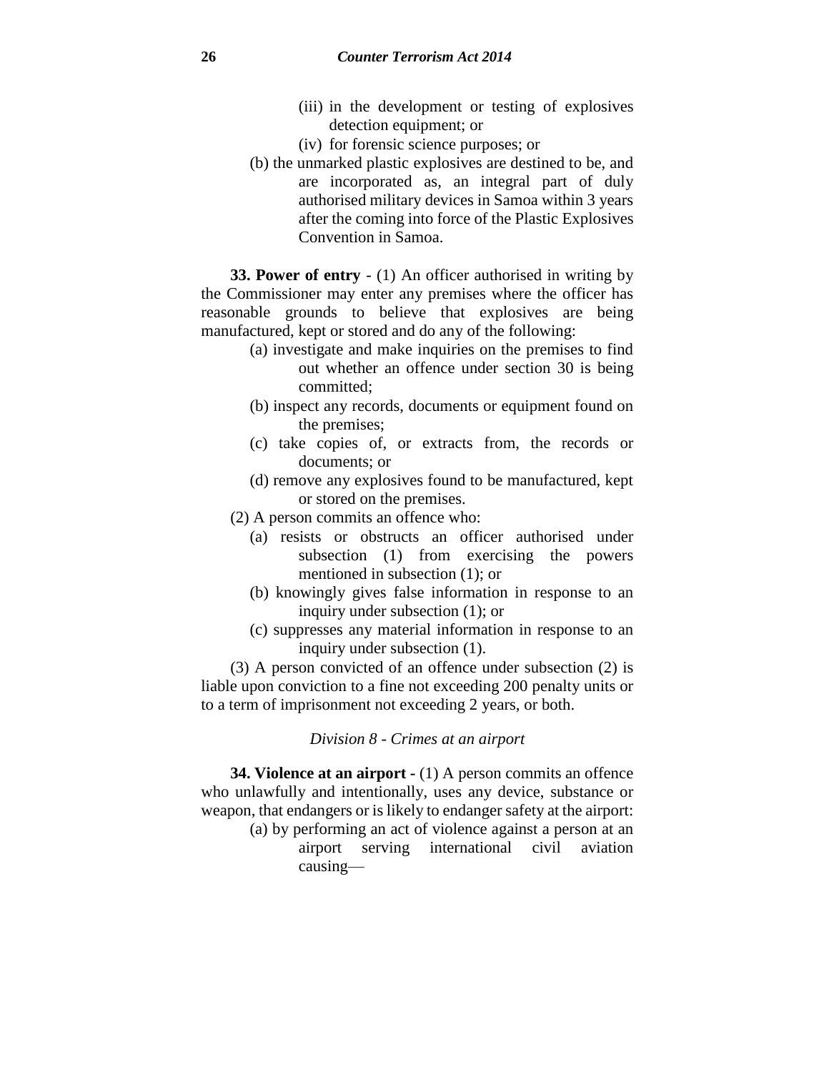(iii) in the development or testing of explosives detection equipment; or

(iv) for forensic science purposes; or

(b) the unmarked plastic explosives are destined to be, and are incorporated as, an integral part of duly authorised military devices in Samoa within 3 years after the coming into force of the Plastic Explosives Convention in Samoa.

**33. Power of entry** - (1) An officer authorised in writing by the Commissioner may enter any premises where the officer has reasonable grounds to believe that explosives are being manufactured, kept or stored and do any of the following:

(a) investigate and make inquiries on the premises to find out whether an offence under section 30 is being committed;

(b) inspect any records, documents or equipment found on the premises;

(c) take copies of, or extracts from, the records or documents; or

(d) remove any explosives found to be manufactured, kept or stored on the premises.

(2) A person commits an offence who:

(a) resists or obstructs an officer authorised under subsection (1) from exercising the powers mentioned in subsection (1); or

(b) knowingly gives false information in response to an inquiry under subsection (1); or

(c) suppresses any material information in response to an inquiry under subsection (1).

(3) A person convicted of an offence under subsection (2) is liable upon conviction to a fine not exceeding 200 penalty units or to a term of imprisonment not exceeding 2 years, or both.

*Division 8 - Crimes at an airport*

**34. Violence at an airport -** (1) A person commits an offence who unlawfully and intentionally, uses any device, substance or weapon, that endangers or is likely to endanger safety at the airport:

(a) by performing an act of violence against a person at an airport serving international civil aviation causing—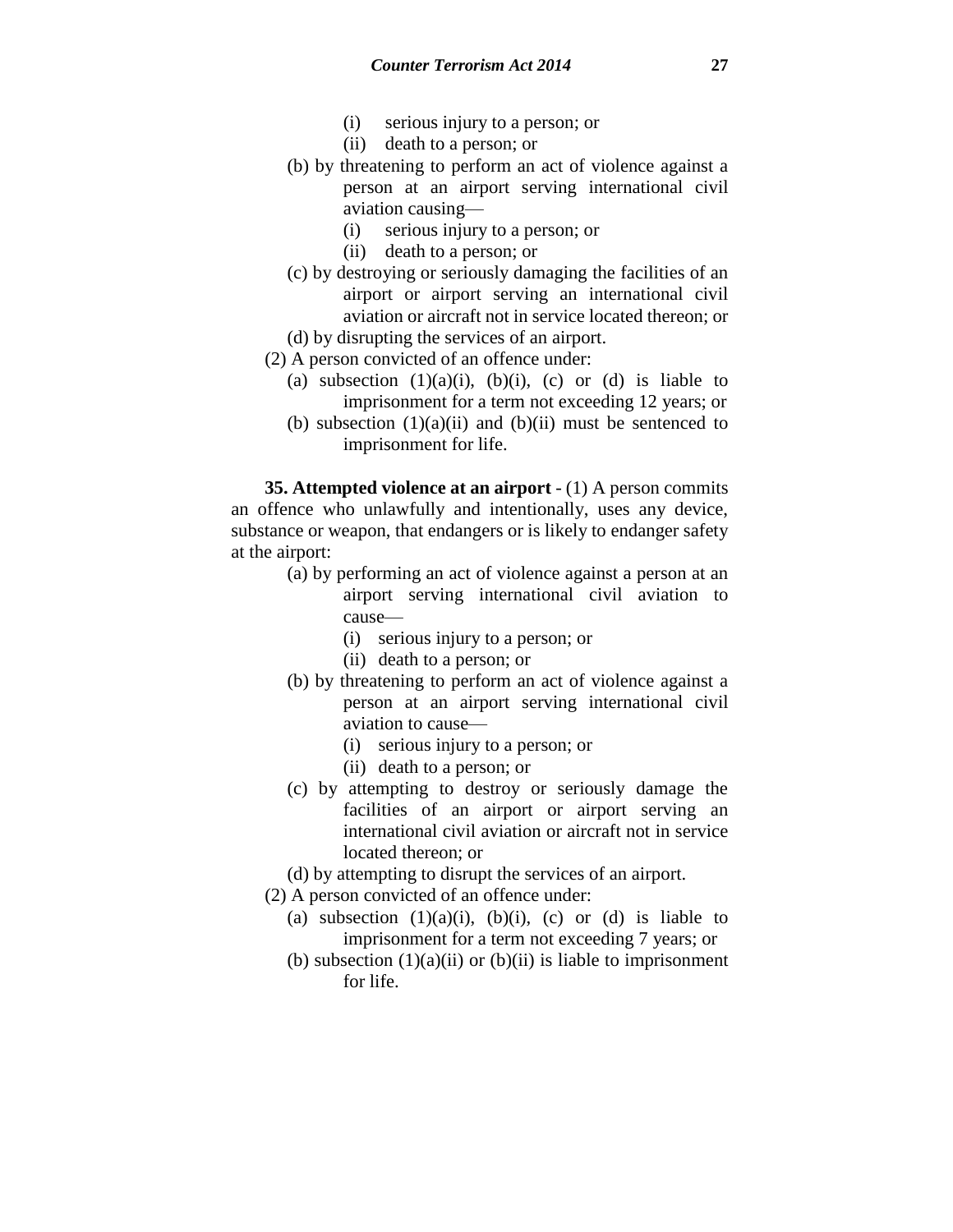(i) serious injury to a person; or

(ii) death to a person; or

(b) by threatening to perform an act of violence against a person at an airport serving international civil aviation causing—

(i) serious injury to a person; or

(ii) death to a person; or

(c) by destroying or seriously damaging the facilities of an airport or airport serving an international civil aviation or aircraft not in service located thereon; or

(d) by disrupting the services of an airport.

(2) A person convicted of an offence under:

(a) subsection (1)(a)(i), (b)(i), (c) or (d) is liable to imprisonment for a term not exceeding 12 years; or

(b) subsection (1)(a)(ii) and (b)(ii) must be sentenced to imprisonment for life.

**35. Attempted violence at an airport** - (1) A person commits an offence who unlawfully and intentionally, uses any device, substance or weapon, that endangers or is likely to endanger safety at the airport:

(a) by performing an act of violence against a person at an airport serving international civil aviation to cause—

(i) serious injury to a person; or

(ii) death to a person; or

(b) by threatening to perform an act of violence against a person at an airport serving international civil aviation to cause—

(i) serious injury to a person; or

(ii) death to a person; or

(c) by attempting to destroy or seriously damage the facilities of an airport or airport serving an international civil aviation or aircraft not in service located thereon; or

(d) by attempting to disrupt the services of an airport.

(2) A person convicted of an offence under:

(a) subsection (1)(a)(i), (b)(i), (c) or (d) is liable to imprisonment for a term not exceeding 7 years; or

(b) subsection (1)(a)(ii) or (b)(ii) is liable to imprisonment for life.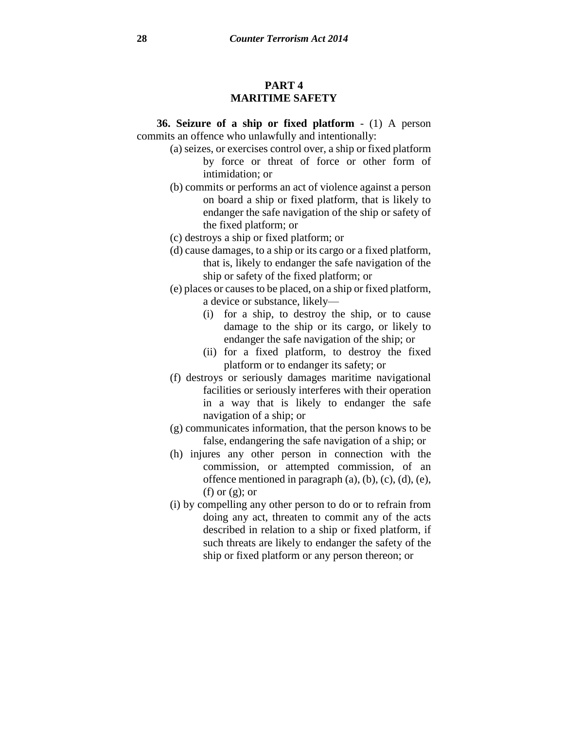## PART 4
## MARITIME SAFETY

**36. Seizure of a ship or fixed platform** - (1) A person commits an offence who unlawfully and intentionally:

(a) seizes, or exercises control over, a ship or fixed platform by force or threat of force or other form of intimidation; or

(b) commits or performs an act of violence against a person on board a ship or fixed platform, that is likely to endanger the safe navigation of the ship or safety of the fixed platform; or

(c) destroys a ship or fixed platform; or

(d) cause damages, to a ship or its cargo or a fixed platform, that is, likely to endanger the safe navigation of the ship or safety of the fixed platform; or

(e) places or causes to be placed, on a ship or fixed platform, a device or substance, likely—

 (i) for a ship, to destroy the ship, or to cause damage to the ship or its cargo, or likely to endanger the safe navigation of the ship; or

 (ii) for a fixed platform, to destroy the fixed platform or to endanger its safety; or

(f) destroys or seriously damages maritime navigational facilities or seriously interferes with their operation in a way that is likely to endanger the safe navigation of a ship; or

(g) communicates information, that the person knows to be false, endangering the safe navigation of a ship; or

(h) injures any other person in connection with the commission, or attempted commission, of an offence mentioned in paragraph (a), (b), (c), (d), (e), (f) or (g); or

(i) by compelling any other person to do or to refrain from doing any act, threaten to commit any of the acts described in relation to a ship or fixed platform, if such threats are likely to endanger the safety of the ship or fixed platform or any person thereon; or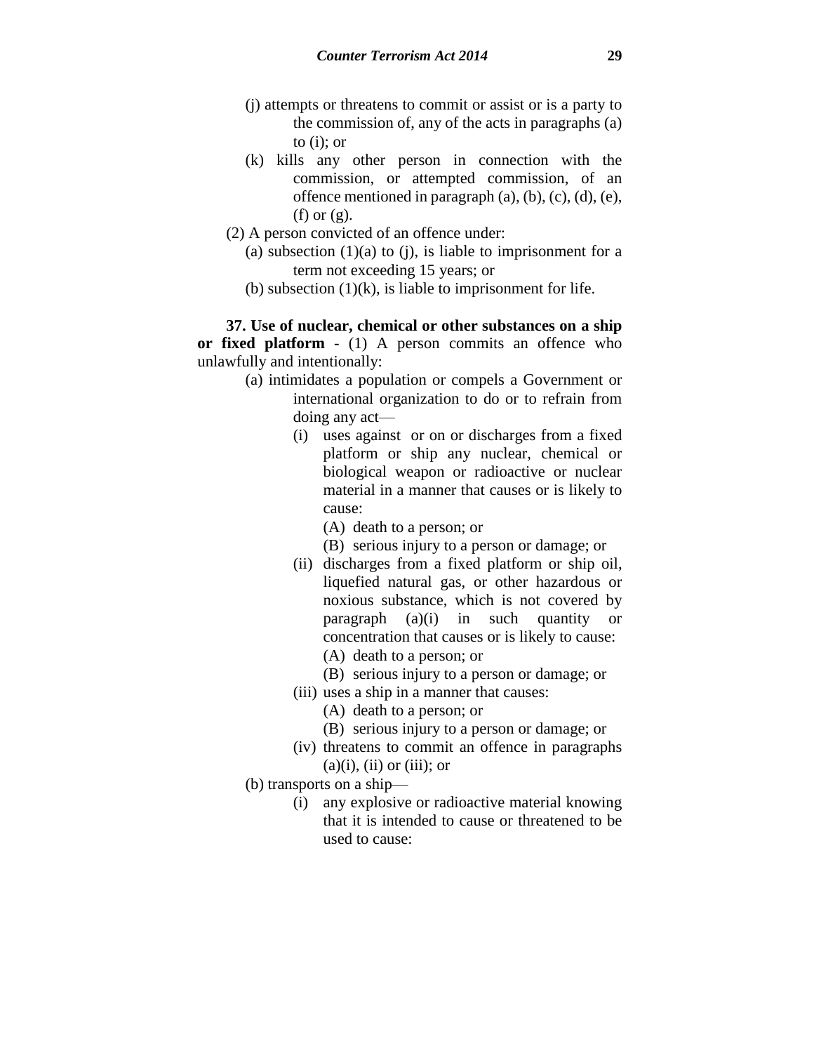(j) attempts or threatens to commit or assist or is a party to the commission of, any of the acts in paragraphs (a) to (i); or

(k) kills any other person in connection with the commission, or attempted commission, of an offence mentioned in paragraph (a), (b), (c), (d), (e), (f) or (g).

(2) A person convicted of an offence under:

(a) subsection (1)(a) to (j), is liable to imprisonment for a term not exceeding 15 years; or

(b) subsection (1)(k), is liable to imprisonment for life.

**37. Use of nuclear, chemical or other substances on a ship or fixed platform** - (1) A person commits an offence who unlawfully and intentionally:

(a) intimidates a population or compels a Government or international organization to do or to refrain from doing any act—

(i) uses against or on or discharges from a fixed platform or ship any nuclear, chemical or biological weapon or radioactive or nuclear material in a manner that causes or is likely to cause:

(A) death to a person; or

(B) serious injury to a person or damage; or

(ii) discharges from a fixed platform or ship oil, liquefied natural gas, or other hazardous or noxious substance, which is not covered by paragraph (a)(i) in such quantity or concentration that causes or is likely to cause:

(A) death to a person; or

(B) serious injury to a person or damage; or

(iii) uses a ship in a manner that causes:

(A) death to a person; or

(B) serious injury to a person or damage; or

(iv) threatens to commit an offence in paragraphs (a)(i), (ii) or (iii); or

(b) transports on a ship—

(i) any explosive or radioactive material knowing that it is intended to cause or threatened to be used to cause: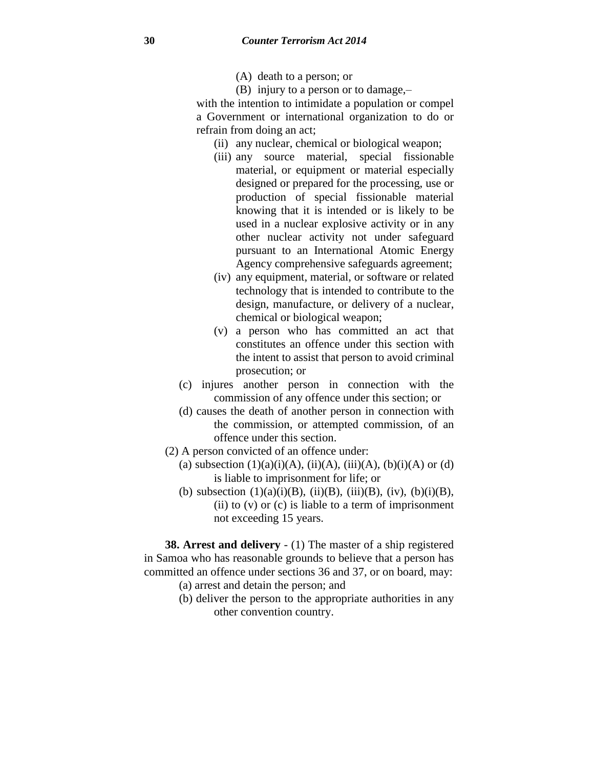(A) death to a person; or

(B) injury to a person or to damage,–

with the intention to intimidate a population or compel a Government or international organization to do or refrain from doing an act;

(ii) any nuclear, chemical or biological weapon;

(iii) any source material, special fissionable material, or equipment or material especially designed or prepared for the processing, use or production of special fissionable material knowing that it is intended or is likely to be used in a nuclear explosive activity or in any other nuclear activity not under safeguard pursuant to an International Atomic Energy Agency comprehensive safeguards agreement;

(iv) any equipment, material, or software or related technology that is intended to contribute to the design, manufacture, or delivery of a nuclear, chemical or biological weapon;

(v) a person who has committed an act that constitutes an offence under this section with the intent to assist that person to avoid criminal prosecution; or

(c) injures another person in connection with the commission of any offence under this section; or

(d) causes the death of another person in connection with the commission, or attempted commission, of an offence under this section.

(2) A person convicted of an offence under:

(a) subsection (1)(a)(i)(A), (ii)(A), (iii)(A), (b)(i)(A) or (d) is liable to imprisonment for life; or

(b) subsection (1)(a)(i)(B), (ii)(B), (iii)(B), (iv), (b)(i)(B), (ii) to (v) or (c) is liable to a term of imprisonment not exceeding 15 years.

**38. Arrest and delivery** - (1) The master of a ship registered in Samoa who has reasonable grounds to believe that a person has committed an offence under sections 36 and 37, or on board, may:

(a) arrest and detain the person; and

(b) deliver the person to the appropriate authorities in any other convention country.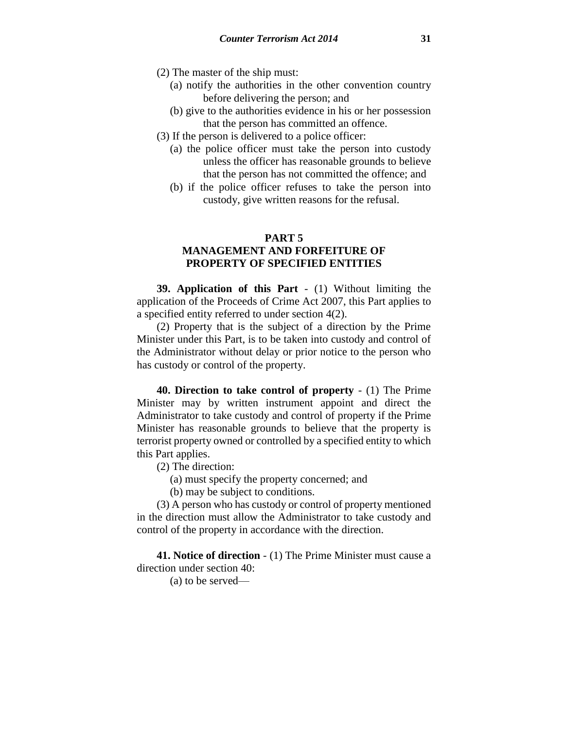(2) The master of the ship must:

(a) notify the authorities in the other convention country before delivering the person; and

(b) give to the authorities evidence in his or her possession that the person has committed an offence.

(3) If the person is delivered to a police officer:

(a) the police officer must take the person into custody unless the officer has reasonable grounds to believe that the person has not committed the offence; and

(b) if the police officer refuses to take the person into custody, give written reasons for the refusal.

## PART 5
## MANAGEMENT AND FORFEITURE OF PROPERTY OF SPECIFIED ENTITIES

**39. Application of this Part** - (1) Without limiting the application of the Proceeds of Crime Act 2007, this Part applies to a specified entity referred to under section 4(2).

(2) Property that is the subject of a direction by the Prime Minister under this Part, is to be taken into custody and control of the Administrator without delay or prior notice to the person who has custody or control of the property.

**40. Direction to take control of property** - (1) The Prime Minister may by written instrument appoint and direct the Administrator to take custody and control of property if the Prime Minister has reasonable grounds to believe that the property is terrorist property owned or controlled by a specified entity to which this Part applies.

(2) The direction:

(a) must specify the property concerned; and

(b) may be subject to conditions.

(3) A person who has custody or control of property mentioned in the direction must allow the Administrator to take custody and control of the property in accordance with the direction.

**41. Notice of direction** - (1) The Prime Minister must cause a direction under section 40:

(a) to be served—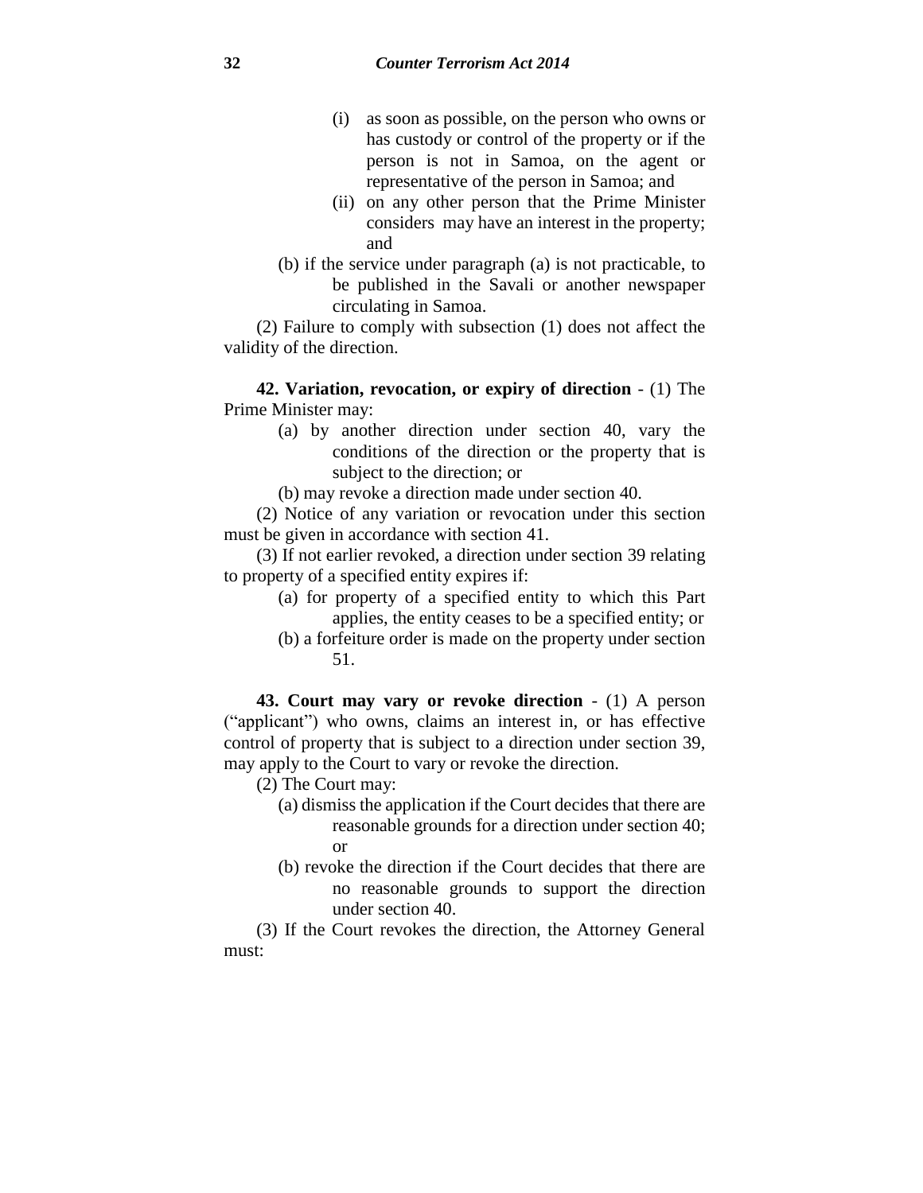(i) as soon as possible, on the person who owns or has custody or control of the property or if the person is not in Samoa, on the agent or representative of the person in Samoa; and

(ii) on any other person that the Prime Minister considers may have an interest in the property; and

(b) if the service under paragraph (a) is not practicable, to be published in the Savali or another newspaper circulating in Samoa.

(2) Failure to comply with subsection (1) does not affect the validity of the direction.

**42. Variation, revocation, or expiry of direction** - (1) The Prime Minister may:

(a) by another direction under section 40, vary the conditions of the direction or the property that is subject to the direction; or

(b) may revoke a direction made under section 40.

(2) Notice of any variation or revocation under this section must be given in accordance with section 41.

(3) If not earlier revoked, a direction under section 39 relating to property of a specified entity expires if:

(a) for property of a specified entity to which this Part applies, the entity ceases to be a specified entity; or

(b) a forfeiture order is made on the property under section 51.

**43. Court may vary or revoke direction** - (1) A person ("applicant") who owns, claims an interest in, or has effective control of property that is subject to a direction under section 39, may apply to the Court to vary or revoke the direction.

(2) The Court may:

(a) dismiss the application if the Court decides that there are reasonable grounds for a direction under section 40; or

(b) revoke the direction if the Court decides that there are no reasonable grounds to support the direction under section 40.

(3) If the Court revokes the direction, the Attorney General must: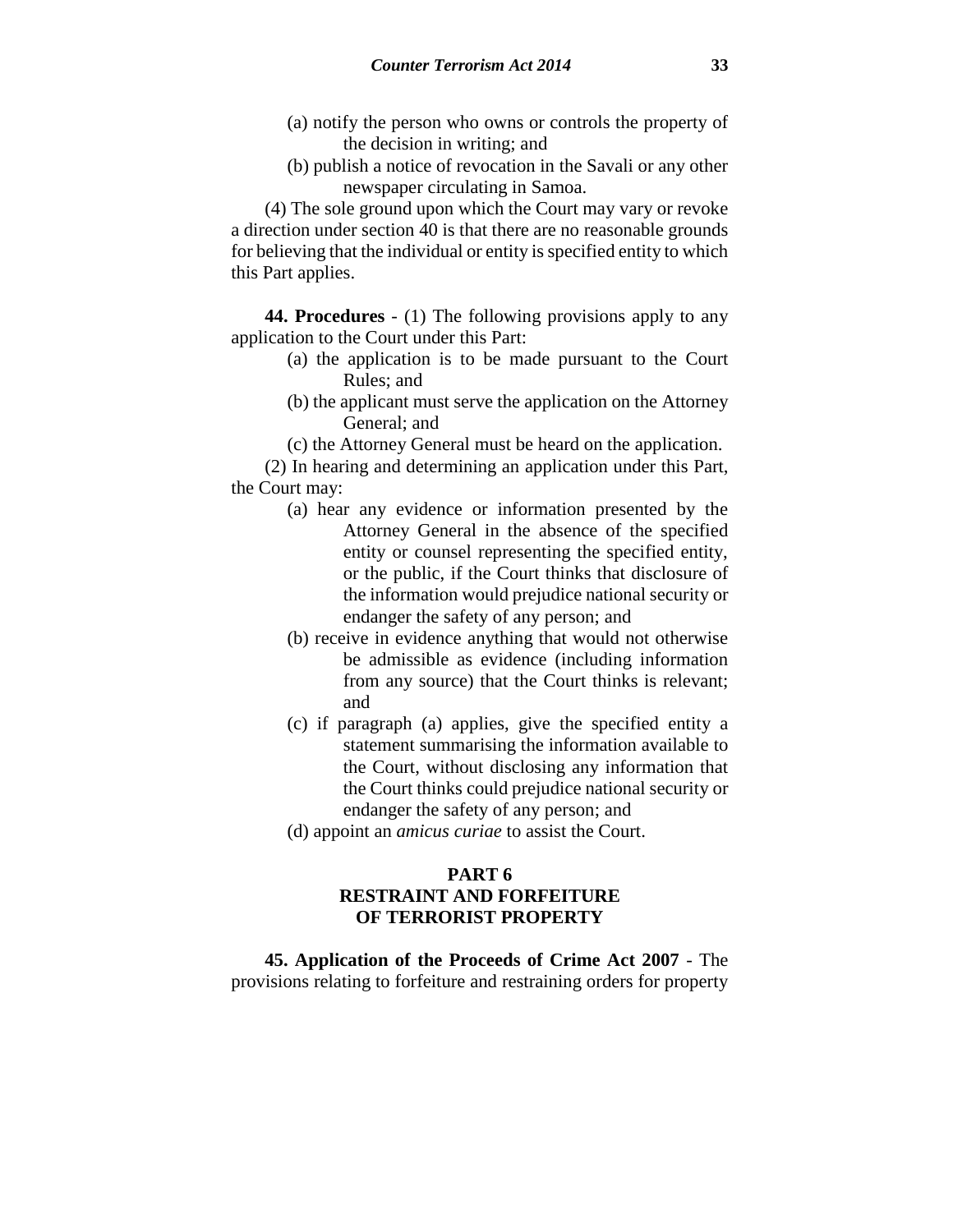(a) notify the person who owns or controls the property of the decision in writing; and

(b) publish a notice of revocation in the Savali or any other newspaper circulating in Samoa.

(4) The sole ground upon which the Court may vary or revoke a direction under section 40 is that there are no reasonable grounds for believing that the individual or entity is specified entity to which this Part applies.

**44. Procedures** - (1) The following provisions apply to any application to the Court under this Part:

(a) the application is to be made pursuant to the Court Rules; and

(b) the applicant must serve the application on the Attorney General; and

(c) the Attorney General must be heard on the application.

(2) In hearing and determining an application under this Part, the Court may:

(a) hear any evidence or information presented by the Attorney General in the absence of the specified entity or counsel representing the specified entity, or the public, if the Court thinks that disclosure of the information would prejudice national security or endanger the safety of any person; and

(b) receive in evidence anything that would not otherwise be admissible as evidence (including information from any source) that the Court thinks is relevant; and

(c) if paragraph (a) applies, give the specified entity a statement summarising the information available to the Court, without disclosing any information that the Court thinks could prejudice national security or endanger the safety of any person; and

(d) appoint an *amicus curiae* to assist the Court.

## PART 6
## RESTRAINT AND FORFEITURE OF TERRORIST PROPERTY

**45. Application of the Proceeds of Crime Act 2007** - The provisions relating to forfeiture and restraining orders for property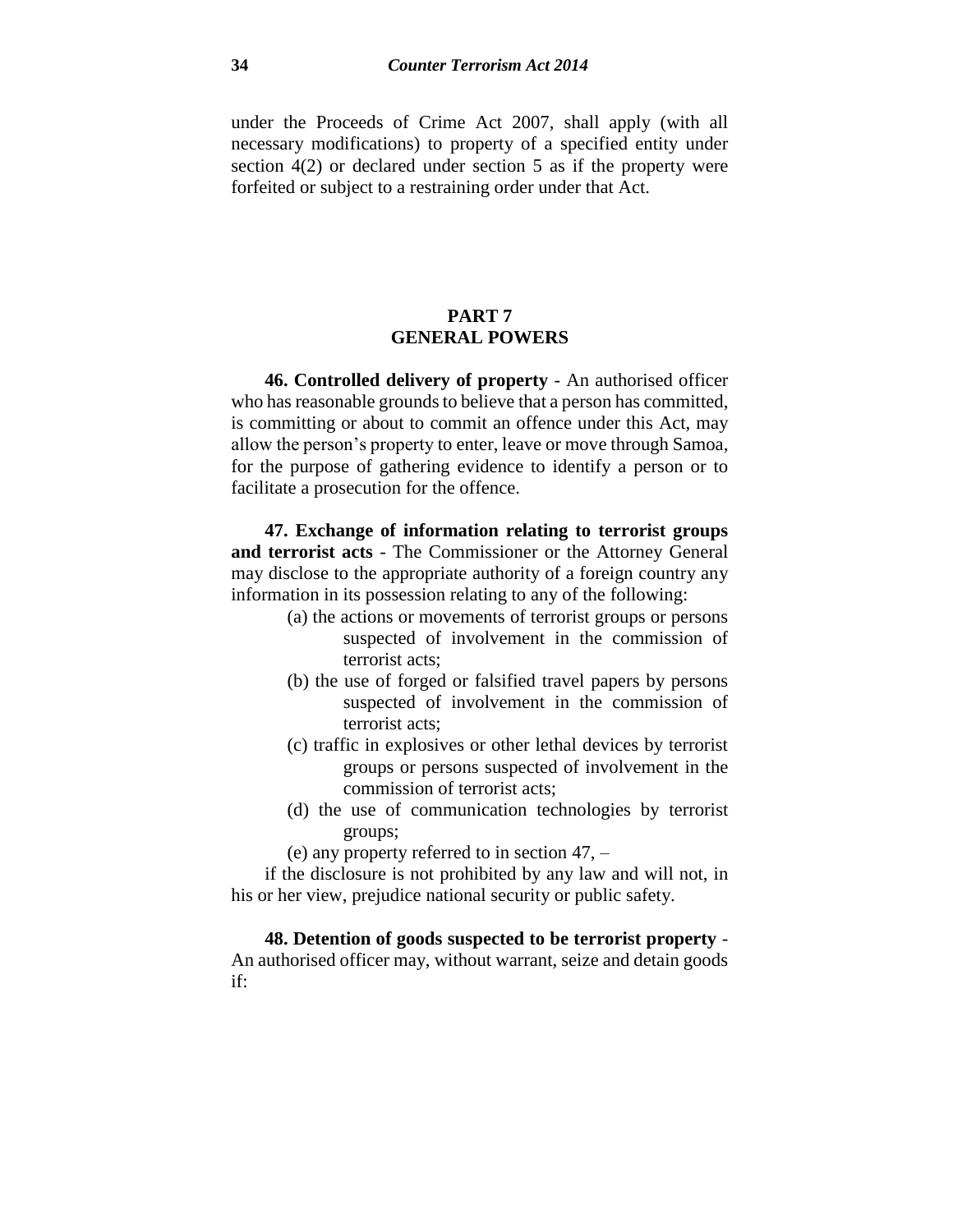under the Proceeds of Crime Act 2007, shall apply (with all necessary modifications) to property of a specified entity under section 4(2) or declared under section 5 as if the property were forfeited or subject to a restraining order under that Act.

## PART 7
## GENERAL POWERS

**46. Controlled delivery of property** - An authorised officer who has reasonable grounds to believe that a person has committed, is committing or about to commit an offence under this Act, may allow the person's property to enter, leave or move through Samoa, for the purpose of gathering evidence to identify a person or to facilitate a prosecution for the offence.

**47. Exchange of information relating to terrorist groups and terrorist acts** - The Commissioner or the Attorney General may disclose to the appropriate authority of a foreign country any information in its possession relating to any of the following:

(a) the actions or movements of terrorist groups or persons suspected of involvement in the commission of terrorist acts;

(b) the use of forged or falsified travel papers by persons suspected of involvement in the commission of terrorist acts;

(c) traffic in explosives or other lethal devices by terrorist groups or persons suspected of involvement in the commission of terrorist acts;

(d) the use of communication technologies by terrorist groups;

(e) any property referred to in section 47, –

if the disclosure is not prohibited by any law and will not, in his or her view, prejudice national security or public safety.

**48. Detention of goods suspected to be terrorist property** - An authorised officer may, without warrant, seize and detain goods if: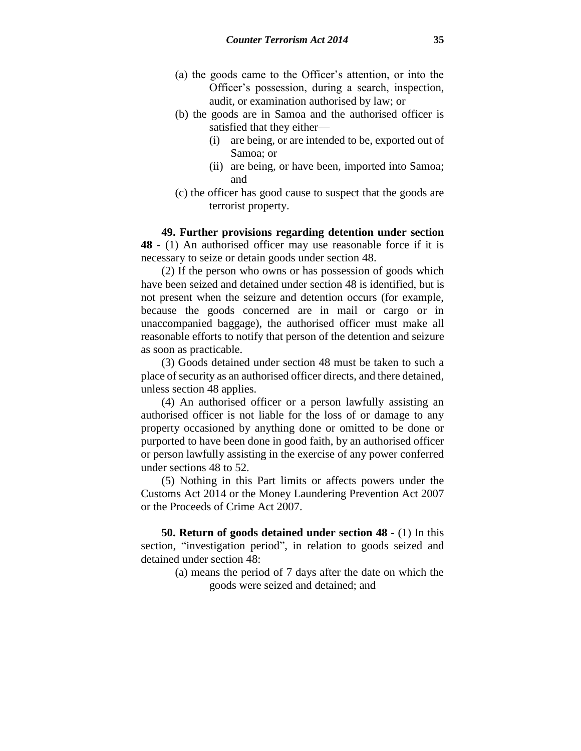(a) the goods came to the Officer's attention, or into the Officer's possession, during a search, inspection, audit, or examination authorised by law; or

(b) the goods are in Samoa and the authorised officer is satisfied that they either—

(i) are being, or are intended to be, exported out of Samoa; or

(ii) are being, or have been, imported into Samoa; and

(c) the officer has good cause to suspect that the goods are terrorist property.

**49. Further provisions regarding detention under section 48** - (1) An authorised officer may use reasonable force if it is necessary to seize or detain goods under section 48.

(2) If the person who owns or has possession of goods which have been seized and detained under section 48 is identified, but is not present when the seizure and detention occurs (for example, because the goods concerned are in mail or cargo or in unaccompanied baggage), the authorised officer must make all reasonable efforts to notify that person of the detention and seizure as soon as practicable.

(3) Goods detained under section 48 must be taken to such a place of security as an authorised officer directs, and there detained, unless section 48 applies.

(4) An authorised officer or a person lawfully assisting an authorised officer is not liable for the loss of or damage to any property occasioned by anything done or omitted to be done or purported to have been done in good faith, by an authorised officer or person lawfully assisting in the exercise of any power conferred under sections 48 to 52.

(5) Nothing in this Part limits or affects powers under the Customs Act 2014 or the Money Laundering Prevention Act 2007 or the Proceeds of Crime Act 2007.

**50. Return of goods detained under section 48** - (1) In this section, "investigation period", in relation to goods seized and detained under section 48:

(a) means the period of 7 days after the date on which the goods were seized and detained; and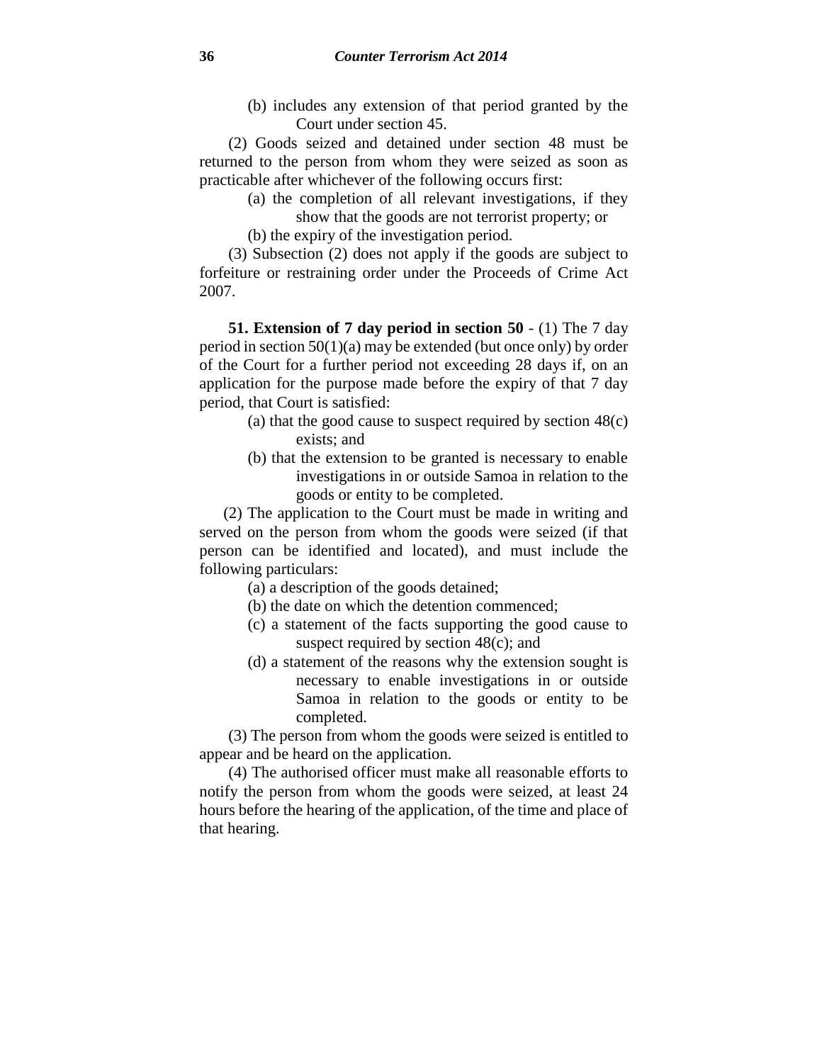(b) includes any extension of that period granted by the Court under section 45.

(2) Goods seized and detained under section 48 must be returned to the person from whom they were seized as soon as practicable after whichever of the following occurs first:

(a) the completion of all relevant investigations, if they show that the goods are not terrorist property; or

(b) the expiry of the investigation period.

(3) Subsection (2) does not apply if the goods are subject to forfeiture or restraining order under the Proceeds of Crime Act 2007.

**51. Extension of 7 day period in section 50** - (1) The 7 day period in section 50(1)(a) may be extended (but once only) by order of the Court for a further period not exceeding 28 days if, on an application for the purpose made before the expiry of that 7 day period, that Court is satisfied:

(a) that the good cause to suspect required by section 48(c) exists; and

(b) that the extension to be granted is necessary to enable investigations in or outside Samoa in relation to the goods or entity to be completed.

(2) The application to the Court must be made in writing and served on the person from whom the goods were seized (if that person can be identified and located), and must include the following particulars:

(a) a description of the goods detained;

(b) the date on which the detention commenced;

(c) a statement of the facts supporting the good cause to suspect required by section 48(c); and

(d) a statement of the reasons why the extension sought is necessary to enable investigations in or outside Samoa in relation to the goods or entity to be completed.

(3) The person from whom the goods were seized is entitled to appear and be heard on the application.

(4) The authorised officer must make all reasonable efforts to notify the person from whom the goods were seized, at least 24 hours before the hearing of the application, of the time and place of that hearing.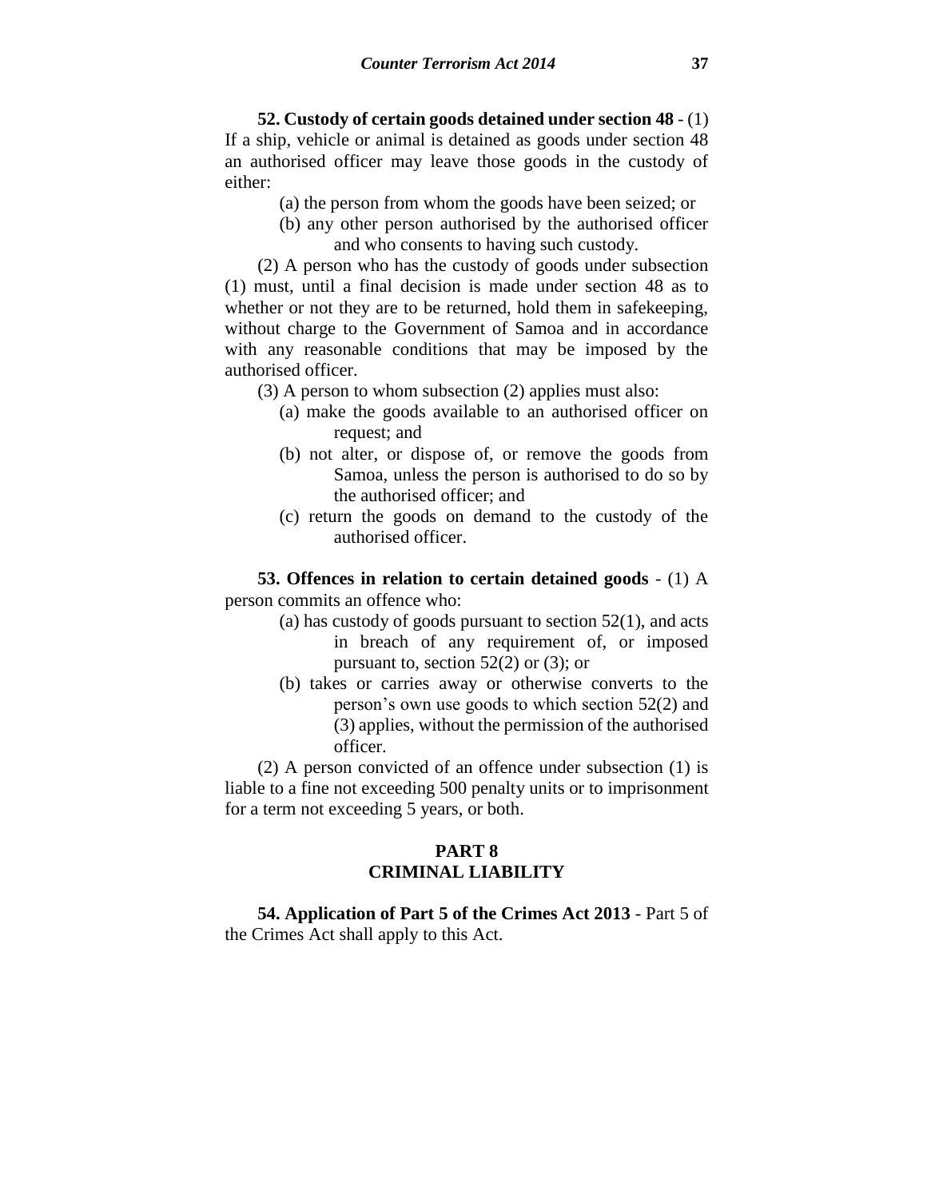**52. Custody of certain goods detained under section 48** - (1) If a ship, vehicle or animal is detained as goods under section 48 an authorised officer may leave those goods in the custody of either:

(a) the person from whom the goods have been seized; or

(b) any other person authorised by the authorised officer and who consents to having such custody.

(2) A person who has the custody of goods under subsection (1) must, until a final decision is made under section 48 as to whether or not they are to be returned, hold them in safekeeping, without charge to the Government of Samoa and in accordance with any reasonable conditions that may be imposed by the authorised officer.

(3) A person to whom subsection (2) applies must also:

(a) make the goods available to an authorised officer on request; and

(b) not alter, or dispose of, or remove the goods from Samoa, unless the person is authorised to do so by the authorised officer; and

(c) return the goods on demand to the custody of the authorised officer.

**53. Offences in relation to certain detained goods** - (1) A person commits an offence who:

(a) has custody of goods pursuant to section 52(1), and acts in breach of any requirement of, or imposed pursuant to, section 52(2) or (3); or

(b) takes or carries away or otherwise converts to the person's own use goods to which section 52(2) and (3) applies, without the permission of the authorised officer.

(2) A person convicted of an offence under subsection (1) is liable to a fine not exceeding 500 penalty units or to imprisonment for a term not exceeding 5 years, or both.

## PART 8
## CRIMINAL LIABILITY

**54. Application of Part 5 of the Crimes Act 2013** - Part 5 of the Crimes Act shall apply to this Act.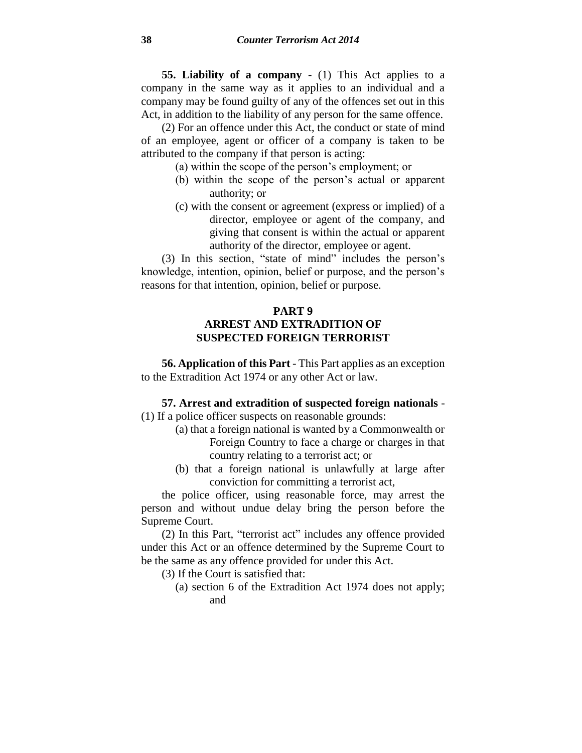**55. Liability of a company** - (1) This Act applies to a company in the same way as it applies to an individual and a company may be found guilty of any of the offences set out in this Act, in addition to the liability of any person for the same offence.

(2) For an offence under this Act, the conduct or state of mind of an employee, agent or officer of a company is taken to be attributed to the company if that person is acting:

(a) within the scope of the person's employment; or

(b) within the scope of the person's actual or apparent authority; or

(c) with the consent or agreement (express or implied) of a director, employee or agent of the company, and giving that consent is within the actual or apparent authority of the director, employee or agent.

(3) In this section, "state of mind" includes the person's knowledge, intention, opinion, belief or purpose, and the person's reasons for that intention, opinion, belief or purpose.

## PART 9
## ARREST AND EXTRADITION OF SUSPECTED FOREIGN TERRORIST

**56. Application of this Part** - This Part applies as an exception to the Extradition Act 1974 or any other Act or law.

**57. Arrest and extradition of suspected foreign nationals** - (1) If a police officer suspects on reasonable grounds:

(a) that a foreign national is wanted by a Commonwealth or Foreign Country to face a charge or charges in that country relating to a terrorist act; or

(b) that a foreign national is unlawfully at large after conviction for committing a terrorist act,

the police officer, using reasonable force, may arrest the person and without undue delay bring the person before the Supreme Court.

(2) In this Part, "terrorist act" includes any offence provided under this Act or an offence determined by the Supreme Court to be the same as any offence provided for under this Act.

(3) If the Court is satisfied that:

(a) section 6 of the Extradition Act 1974 does not apply; and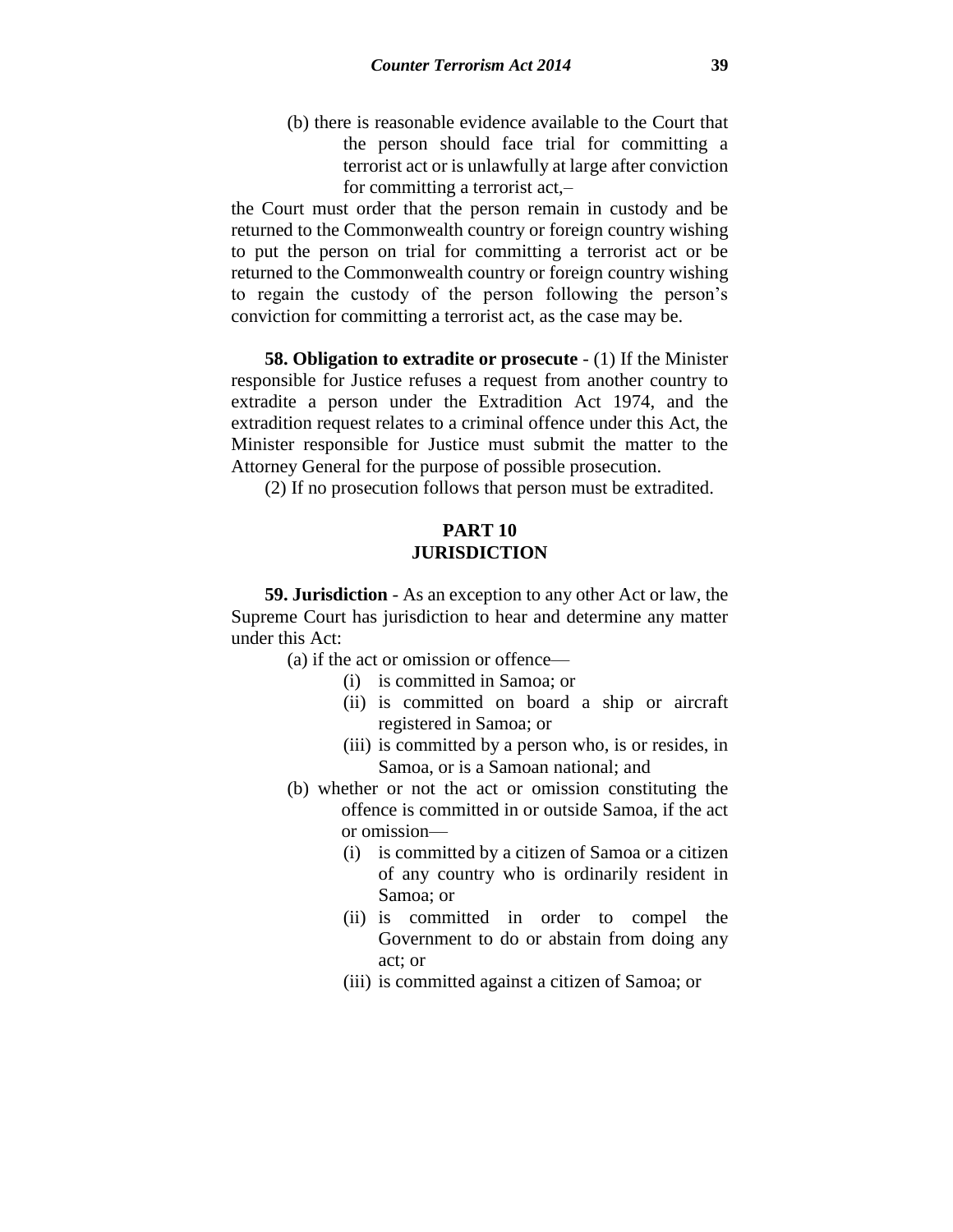(b) there is reasonable evidence available to the Court that the person should face trial for committing a terrorist act or is unlawfully at large after conviction for committing a terrorist act,–

the Court must order that the person remain in custody and be returned to the Commonwealth country or foreign country wishing to put the person on trial for committing a terrorist act or be returned to the Commonwealth country or foreign country wishing to regain the custody of the person following the person's conviction for committing a terrorist act, as the case may be.

**58. Obligation to extradite or prosecute** - (1) If the Minister responsible for Justice refuses a request from another country to extradite a person under the Extradition Act 1974, and the extradition request relates to a criminal offence under this Act, the Minister responsible for Justice must submit the matter to the Attorney General for the purpose of possible prosecution.

(2) If no prosecution follows that person must be extradited.

## PART 10
## JURISDICTION

**59. Jurisdiction** - As an exception to any other Act or law, the Supreme Court has jurisdiction to hear and determine any matter under this Act:

(a) if the act or omission or offence—
  (i) is committed in Samoa; or
  (ii) is committed on board a ship or aircraft registered in Samoa; or
  (iii) is committed by a person who, is or resides, in Samoa, or is a Samoan national; and

(b) whether or not the act or omission constituting the offence is committed in or outside Samoa, if the act or omission—
  (i) is committed by a citizen of Samoa or a citizen of any country who is ordinarily resident in Samoa; or
  (ii) is committed in order to compel the Government to do or abstain from doing any act; or
  (iii) is committed against a citizen of Samoa; or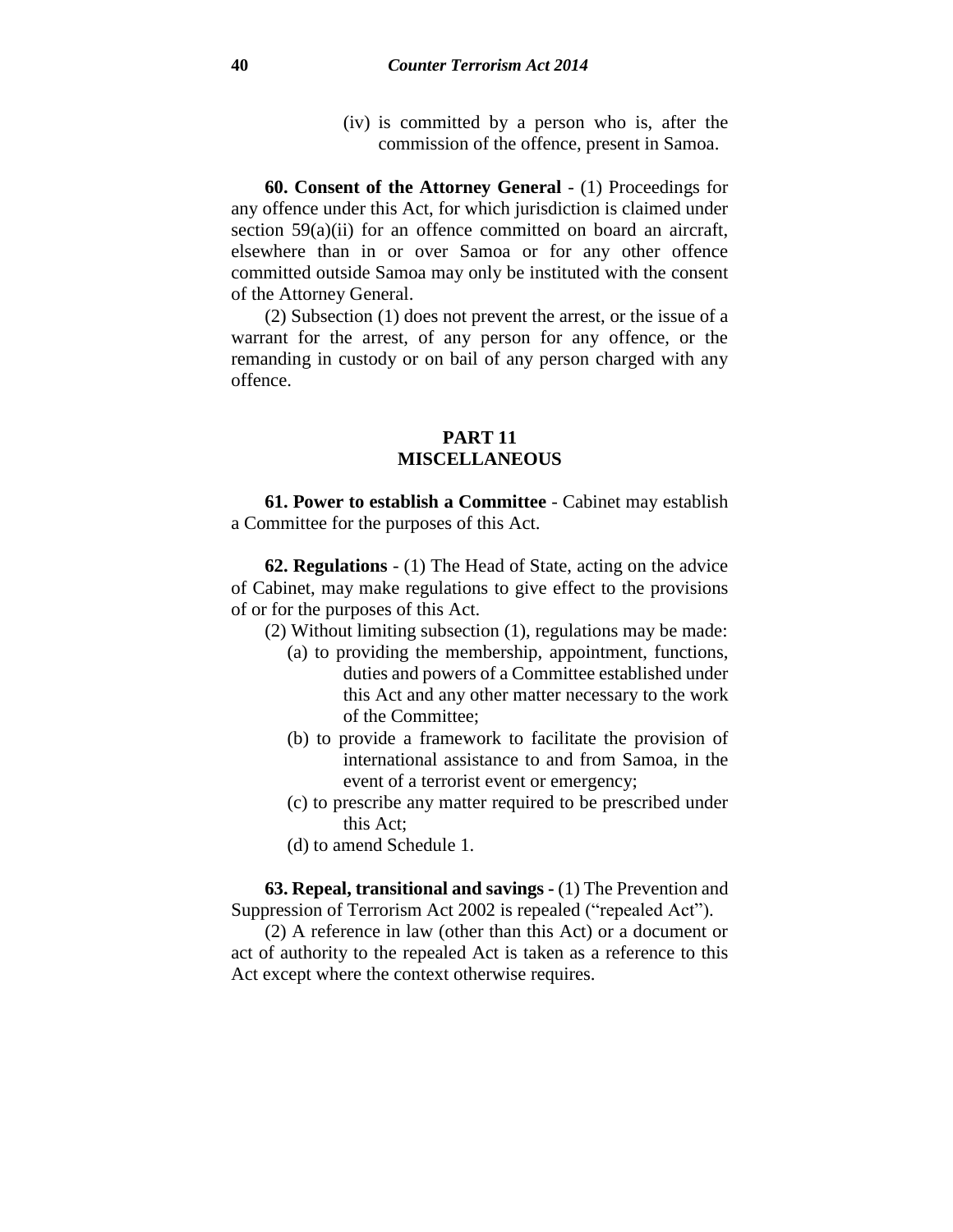(iv) is committed by a person who is, after the commission of the offence, present in Samoa.

**60. Consent of the Attorney General** - (1) Proceedings for any offence under this Act, for which jurisdiction is claimed under section 59(a)(ii) for an offence committed on board an aircraft, elsewhere than in or over Samoa or for any other offence committed outside Samoa may only be instituted with the consent of the Attorney General.

(2) Subsection (1) does not prevent the arrest, or the issue of a warrant for the arrest, of any person for any offence, or the remanding in custody or on bail of any person charged with any offence.

## PART 11
## MISCELLANEOUS

**61. Power to establish a Committee** - Cabinet may establish a Committee for the purposes of this Act.

**62. Regulations** - (1) The Head of State, acting on the advice of Cabinet, may make regulations to give effect to the provisions of or for the purposes of this Act.

(2) Without limiting subsection (1), regulations may be made:

(a) to providing the membership, appointment, functions, duties and powers of a Committee established under this Act and any other matter necessary to the work of the Committee;

(b) to provide a framework to facilitate the provision of international assistance to and from Samoa, in the event of a terrorist event or emergency;

(c) to prescribe any matter required to be prescribed under this Act;

(d) to amend Schedule 1.

**63. Repeal, transitional and savings -** (1) The Prevention and Suppression of Terrorism Act 2002 is repealed ("repealed Act").

(2) A reference in law (other than this Act) or a document or act of authority to the repealed Act is taken as a reference to this Act except where the context otherwise requires.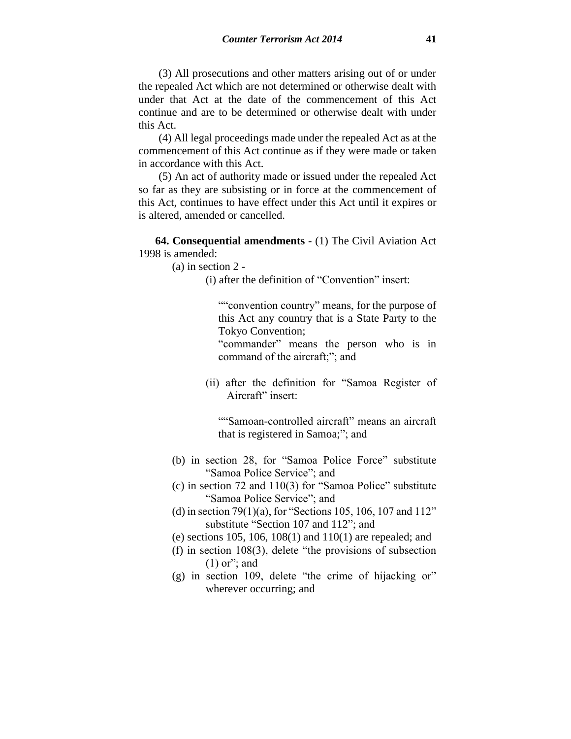(3) All prosecutions and other matters arising out of or under the repealed Act which are not determined or otherwise dealt with under that Act at the date of the commencement of this Act continue and are to be determined or otherwise dealt with under this Act.

(4) All legal proceedings made under the repealed Act as at the commencement of this Act continue as if they were made or taken in accordance with this Act.

(5) An act of authority made or issued under the repealed Act so far as they are subsisting or in force at the commencement of this Act, continues to have effect under this Act until it expires or is altered, amended or cancelled.

**64. Consequential amendments** - (1) The Civil Aviation Act 1998 is amended:

(a) in section 2 -

(i) after the definition of "Convention" insert:

""convention country" means, for the purpose of this Act any country that is a State Party to the Tokyo Convention;
"commander" means the person who is in command of the aircraft;"; and

(ii) after the definition for "Samoa Register of Aircraft" insert:

""Samoan-controlled aircraft" means an aircraft that is registered in Samoa;"; and

(b) in section 28, for "Samoa Police Force" substitute "Samoa Police Service"; and

(c) in section 72 and 110(3) for "Samoa Police" substitute "Samoa Police Service"; and

(d) in section 79(1)(a), for "Sections 105, 106, 107 and 112" substitute "Section 107 and 112"; and

(e) sections 105, 106, 108(1) and 110(1) are repealed; and

(f) in section 108(3), delete "the provisions of subsection (1) or"; and

(g) in section 109, delete "the crime of hijacking or" wherever occurring; and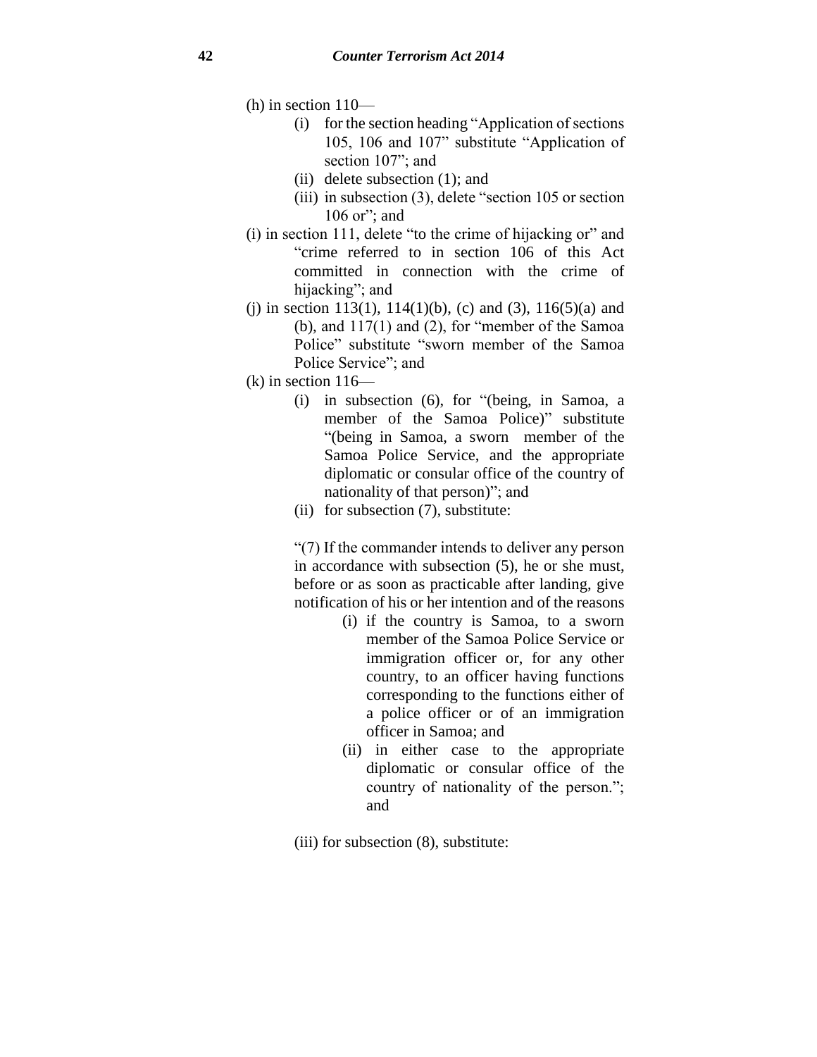(h) in section 110—

- (i) for the section heading "Application of sections 105, 106 and 107" substitute "Application of section 107"; and
- (ii) delete subsection (1); and
- (iii) in subsection (3), delete "section 105 or section 106 or"; and

(i) in section 111, delete "to the crime of hijacking or" and "crime referred to in section 106 of this Act committed in connection with the crime of hijacking"; and

(j) in section 113(1), 114(1)(b), (c) and (3), 116(5)(a) and (b), and 117(1) and (2), for "member of the Samoa Police" substitute "sworn member of the Samoa Police Service"; and

(k) in section 116—

- (i) in subsection (6), for "(being, in Samoa, a member of the Samoa Police)" substitute "(being in Samoa, a sworn member of the Samoa Police Service, and the appropriate diplomatic or consular office of the country of nationality of that person)"; and
- (ii) for subsection (7), substitute:

"(7) If the commander intends to deliver any person in accordance with subsection (5), he or she must, before or as soon as practicable after landing, give notification of his or her intention and of the reasons

- (i) if the country is Samoa, to a sworn member of the Samoa Police Service or immigration officer or, for any other country, to an officer having functions corresponding to the functions either of a police officer or of an immigration officer in Samoa; and
- (ii) in either case to the appropriate diplomatic or consular office of the country of nationality of the person."; and

(iii) for subsection (8), substitute: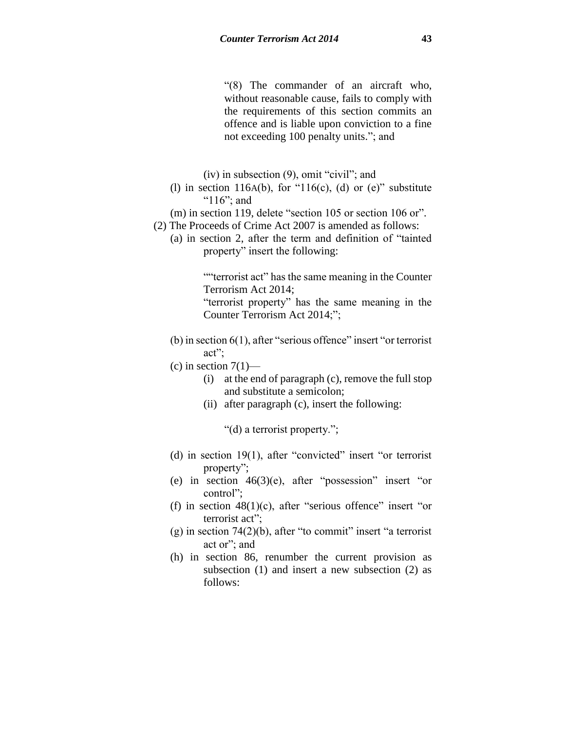"(8) The commander of an aircraft who, without reasonable cause, fails to comply with the requirements of this section commits an offence and is liable upon conviction to a fine not exceeding 100 penalty units."; and

(iv) in subsection (9), omit "civil"; and

(l) in section 116A(b), for "116(c), (d) or (e)" substitute "116"; and

(m) in section 119, delete "section 105 or section 106 or".

(2) The Proceeds of Crime Act 2007 is amended as follows:

(a) in section 2, after the term and definition of "tainted property" insert the following:

""terrorist act" has the same meaning in the Counter Terrorism Act 2014;

"terrorist property" has the same meaning in the Counter Terrorism Act 2014;";

(b) in section 6(1), after "serious offence" insert "or terrorist act";

(c) in section 7(1)—

(i) at the end of paragraph (c), remove the full stop and substitute a semicolon;

(ii) after paragraph (c), insert the following:

"(d) a terrorist property.";

(d) in section 19(1), after "convicted" insert "or terrorist property";

(e) in section 46(3)(e), after "possession" insert "or control";

(f) in section 48(1)(c), after "serious offence" insert "or terrorist act";

(g) in section 74(2)(b), after "to commit" insert "a terrorist act or"; and

(h) in section 86, renumber the current provision as subsection (1) and insert a new subsection (2) as follows: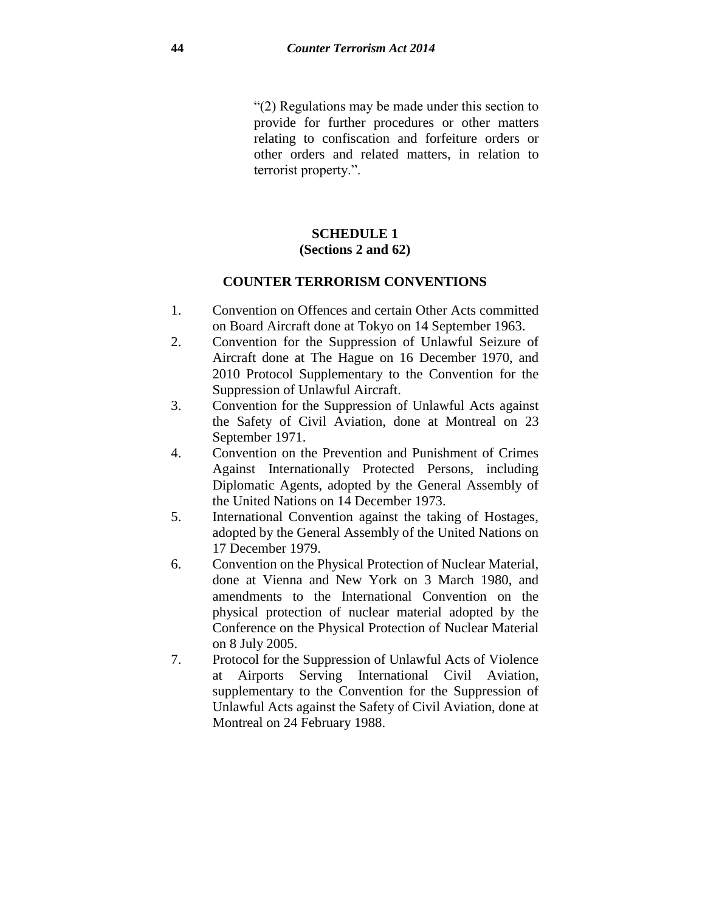"(2) Regulations may be made under this section to provide for further procedures or other matters relating to confiscation and forfeiture orders or other orders and related matters, in relation to terrorist property.".

## SCHEDULE 1
**(Sections 2 and 62)**

### COUNTER TERRORISM CONVENTIONS

1. Convention on Offences and certain Other Acts committed on Board Aircraft done at Tokyo on 14 September 1963.
2. Convention for the Suppression of Unlawful Seizure of Aircraft done at The Hague on 16 December 1970, and 2010 Protocol Supplementary to the Convention for the Suppression of Unlawful Aircraft.
3. Convention for the Suppression of Unlawful Acts against the Safety of Civil Aviation, done at Montreal on 23 September 1971.
4. Convention on the Prevention and Punishment of Crimes Against Internationally Protected Persons, including Diplomatic Agents, adopted by the General Assembly of the United Nations on 14 December 1973.
5. International Convention against the taking of Hostages, adopted by the General Assembly of the United Nations on 17 December 1979.
6. Convention on the Physical Protection of Nuclear Material, done at Vienna and New York on 3 March 1980, and amendments to the International Convention on the physical protection of nuclear material adopted by the Conference on the Physical Protection of Nuclear Material on 8 July 2005.
7. Protocol for the Suppression of Unlawful Acts of Violence at Airports Serving International Civil Aviation, supplementary to the Convention for the Suppression of Unlawful Acts against the Safety of Civil Aviation, done at Montreal on 24 February 1988.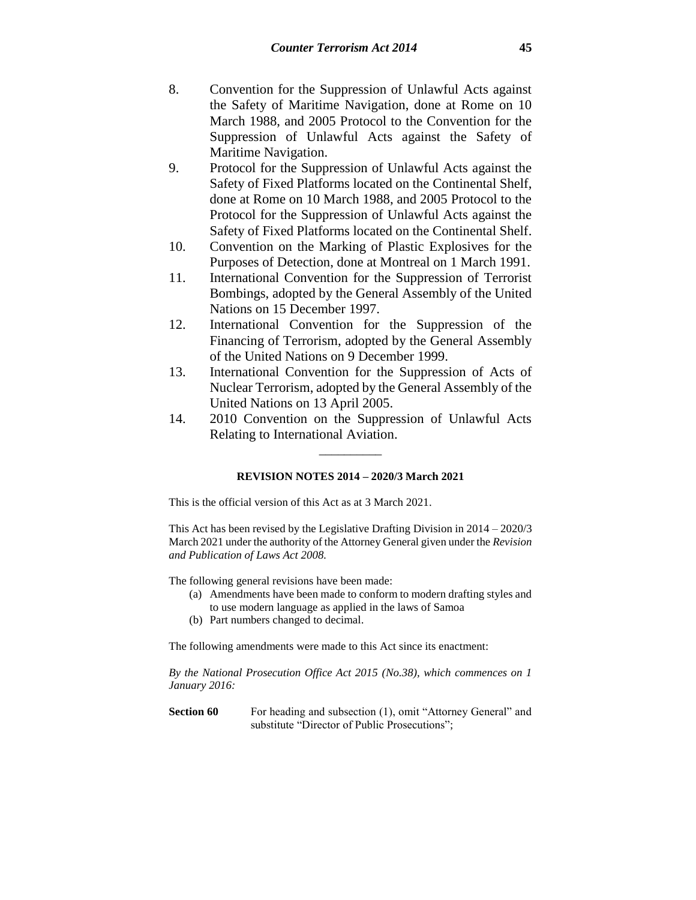8. Convention for the Suppression of Unlawful Acts against the Safety of Maritime Navigation, done at Rome on 10 March 1988, and 2005 Protocol to the Convention for the Suppression of Unlawful Acts against the Safety of Maritime Navigation.
9. Protocol for the Suppression of Unlawful Acts against the Safety of Fixed Platforms located on the Continental Shelf, done at Rome on 10 March 1988, and 2005 Protocol to the Protocol for the Suppression of Unlawful Acts against the Safety of Fixed Platforms located on the Continental Shelf.
10. Convention on the Marking of Plastic Explosives for the Purposes of Detection, done at Montreal on 1 March 1991.
11. International Convention for the Suppression of Terrorist Bombings, adopted by the General Assembly of the United Nations on 15 December 1997.
12. International Convention for the Suppression of the Financing of Terrorism, adopted by the General Assembly of the United Nations on 9 December 1999.
13. International Convention for the Suppression of Acts of Nuclear Terrorism, adopted by the General Assembly of the United Nations on 13 April 2005.
14. 2010 Convention on the Suppression of Unlawful Acts Relating to International Aviation.

---

**REVISION NOTES 2014 – 2020/3 March 2021**

This is the official version of this Act as at 3 March 2021.

This Act has been revised by the Legislative Drafting Division in 2014 – 2020/3 March 2021 under the authority of the Attorney General given under the *Revision and Publication of Laws Act 2008.*

The following general revisions have been made:

(a) Amendments have been made to conform to modern drafting styles and to use modern language as applied in the laws of Samoa
(b) Part numbers changed to decimal.

The following amendments were made to this Act since its enactment:

*By the National Prosecution Office Act 2015 (No.38), which commences on 1 January 2016:*

**Section 60** For heading and subsection (1), omit "Attorney General" and substitute "Director of Public Prosecutions";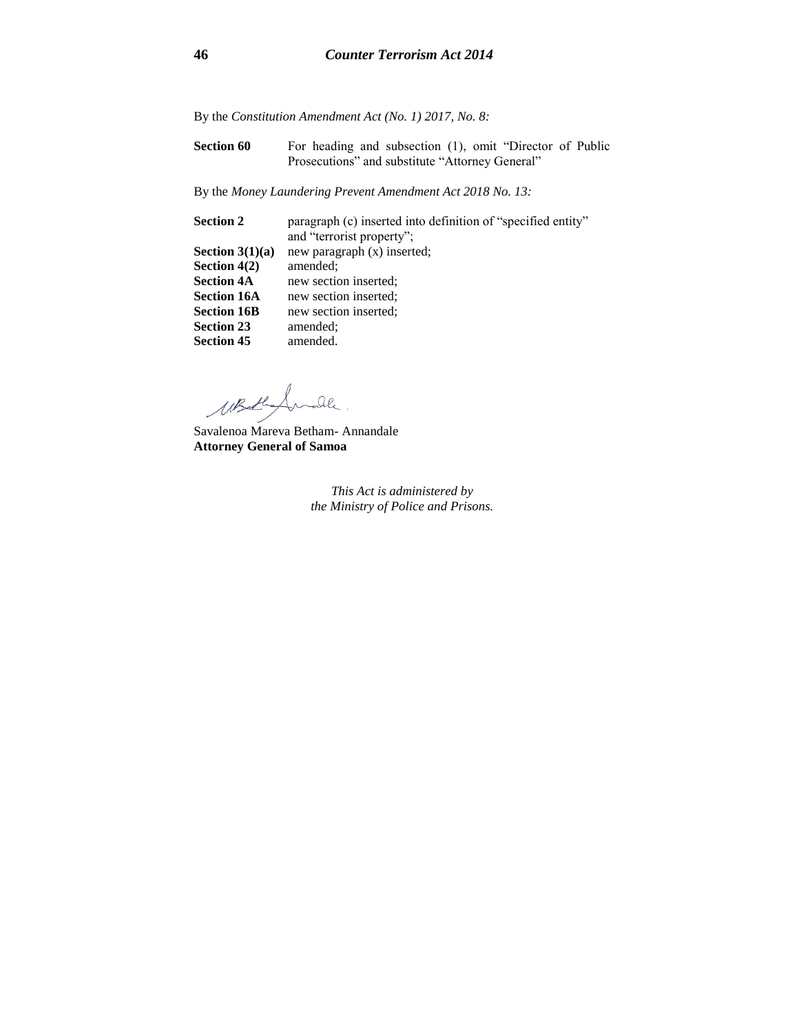By the *Constitution Amendment Act (No. 1) 2017, No. 8:*

| | |
|---|---|
| **Section 60** | For heading and subsection (1), omit "Director of Public Prosecutions" and substitute "Attorney General" |

By the *Money Laundering Prevent Amendment Act 2018 No. 13:*

| | |
|---|---|
| **Section 2** | paragraph (c) inserted into definition of "specified entity" and "terrorist property"; |
| **Section 3(1)(a)** | new paragraph (x) inserted; |
| **Section 4(2)** | amended; |
| **Section 4A** | new section inserted; |
| **Section 16A** | new section inserted; |
| **Section 16B** | new section inserted; |
| **Section 23** | amended; |
| **Section 45** | amended. |

Savalenoa Mareva Betham- Annandale
**Attorney General of Samoa**

*This Act is administered by the Ministry of Police and Prisons.*